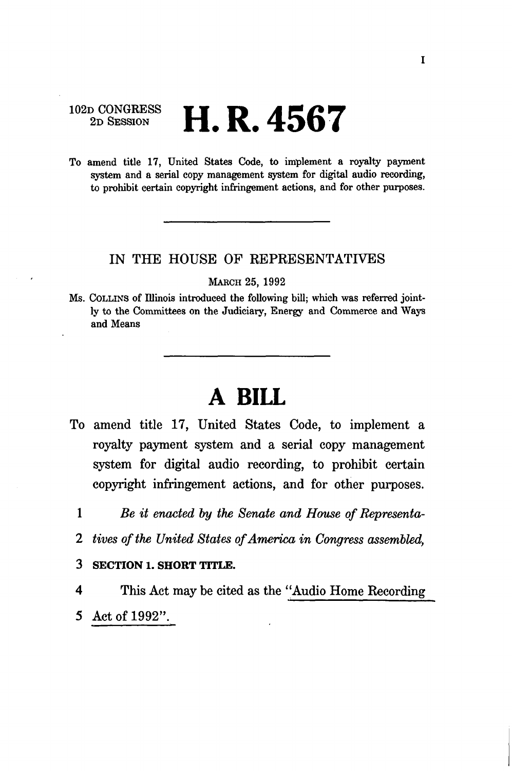102D CONGRESS
2D SESSION

# H. R. 4567

To amend title 17, United States Code, to implement a royalty payment system and a serial copy management system for digital audio recording, to prohibit certain copyright infringement actions, and for other purposes.

---

IN THE HOUSE OF REPRESENTATIVES

MARCH 25, 1992

Ms. COLLINS of Illinois introduced the following bill; which was referred jointly to the Committees on the Judiciary, Energy and Commerce and Ways and Means

---

# A BILL

To amend title 17, United States Code, to implement a royalty payment system and a serial copy management system for digital audio recording, to prohibit certain copyright infringement actions, and for other purposes.

1 *Be it enacted by the Senate and House of Representa-*

2 *tives of the United States of America in Congress assembled,*

3 **SECTION 1. SHORT TITLE.**

4 This Act may be cited as the "Audio Home Recording

5 Act of 1992".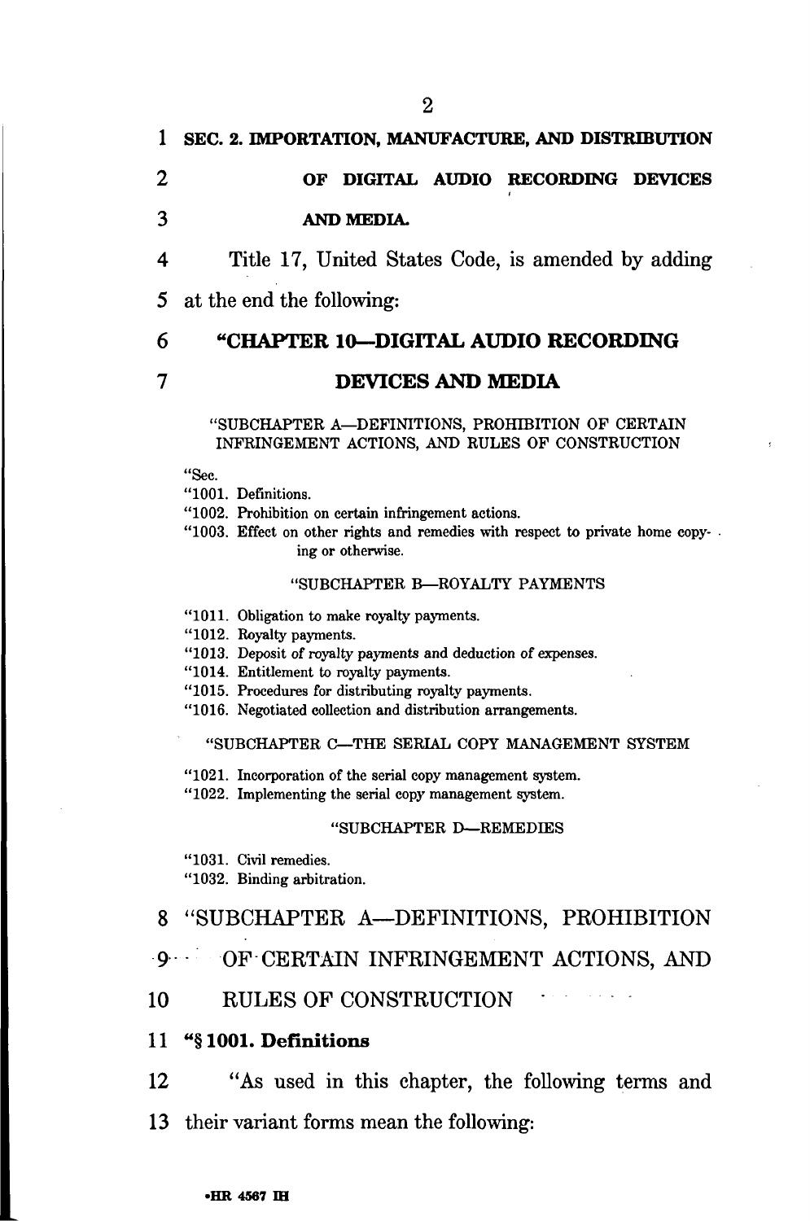**SEC. 2. IMPORTATION, MANUFACTURE, AND DISTRIBUTION OF DIGITAL AUDIO RECORDING DEVICES AND MEDIA.**

Title 17, United States Code, is amended by adding at the end the following:

## "CHAPTER 10—DIGITAL AUDIO RECORDING DEVICES AND MEDIA

"SUBCHAPTER A—DEFINITIONS, PROHIBITION OF CERTAIN INFRINGEMENT ACTIONS, AND RULES OF CONSTRUCTION

"Sec.

"1001. Definitions.

"1002. Prohibition on certain infringement actions.

"1003. Effect on other rights and remedies with respect to private home copying or otherwise.

"SUBCHAPTER B—ROYALTY PAYMENTS

"1011. Obligation to make royalty payments.

"1012. Royalty payments.

"1013. Deposit of royalty payments and deduction of expenses.

"1014. Entitlement to royalty payments.

"1015. Procedures for distributing royalty payments.

"1016. Negotiated collection and distribution arrangements.

"SUBCHAPTER C—THE SERIAL COPY MANAGEMENT SYSTEM

"1021. Incorporation of the serial copy management system.

"1022. Implementing the serial copy management system.

"SUBCHAPTER D—REMEDIES

"1031. Civil remedies.

"1032. Binding arbitration.

### "SUBCHAPTER A—DEFINITIONS, PROHIBITION OF CERTAIN INFRINGEMENT ACTIONS, AND RULES OF CONSTRUCTION

**"§ 1001. Definitions**

"As used in this chapter, the following terms and their variant forms mean the following: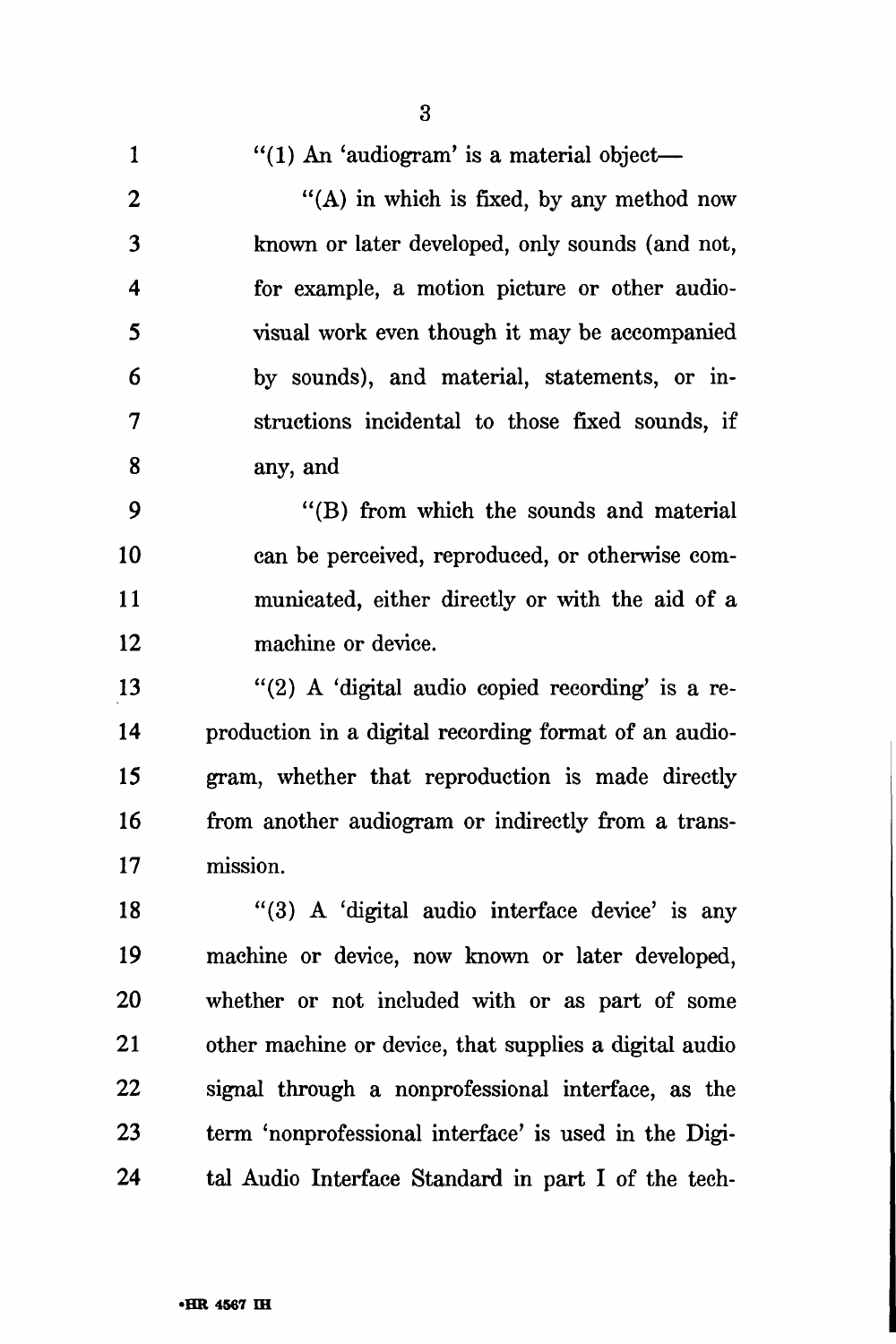"(1) An 'audiogram' is a material object—

"(A) in which is fixed, by any method now known or later developed, only sounds (and not, for example, a motion picture or other audiovisual work even though it may be accompanied by sounds), and material, statements, or instructions incidental to those fixed sounds, if any, and

"(B) from which the sounds and material can be perceived, reproduced, or otherwise communicated, either directly or with the aid of a machine or device.

"(2) A 'digital audio copied recording' is a reproduction in a digital recording format of an audiogram, whether that reproduction is made directly from another audiogram or indirectly from a transmission.

"(3) A 'digital audio interface device' is any machine or device, now known or later developed, whether or not included with or as part of some other machine or device, that supplies a digital audio signal through a nonprofessional interface, as the term 'nonprofessional interface' is used in the Digital Audio Interface Standard in part I of the tech-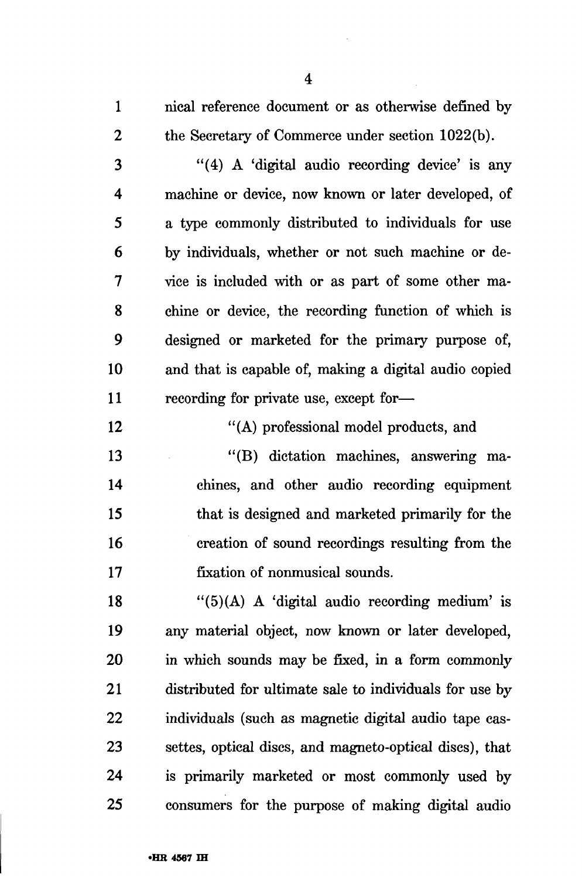nical reference document or as otherwise defined by the Secretary of Commerce under section 1022(b).

"(4) A 'digital audio recording device' is any machine or device, now known or later developed, of a type commonly distributed to individuals for use by individuals, whether or not such machine or device is included with or as part of some other machine or device, the recording function of which is designed or marketed for the primary purpose of, and that is capable of, making a digital audio copied recording for private use, except for—

"(A) professional model products, and

"(B) dictation machines, answering machines, and other audio recording equipment that is designed and marketed primarily for the creation of sound recordings resulting from the fixation of nonmusical sounds.

"(5)(A) A 'digital audio recording medium' is any material object, now known or later developed, in which sounds may be fixed, in a form commonly distributed for ultimate sale to individuals for use by individuals (such as magnetic digital audio tape cassettes, optical discs, and magneto-optical discs), that is primarily marketed or most commonly used by consumers for the purpose of making digital audio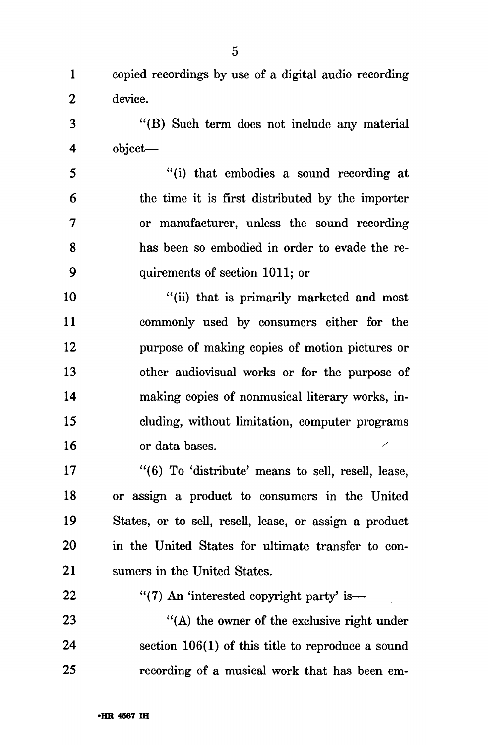copied recordings by use of a digital audio recording device.

"(B) Such term does not include any material object—

"(i) that embodies a sound recording at the time it is first distributed by the importer or manufacturer, unless the sound recording has been so embodied in order to evade the requirements of section 1011; or

"(ii) that is primarily marketed and most commonly used by consumers either for the purpose of making copies of motion pictures or other audiovisual works or for the purpose of making copies of nonmusical literary works, including, without limitation, computer programs or data bases.

"(6) To 'distribute' means to sell, resell, lease, or assign a product to consumers in the United States, or to sell, resell, lease, or assign a product in the United States for ultimate transfer to consumers in the United States.

"(7) An 'interested copyright party' is—

"(A) the owner of the exclusive right under section 106(1) of this title to reproduce a sound recording of a musical work that has been em-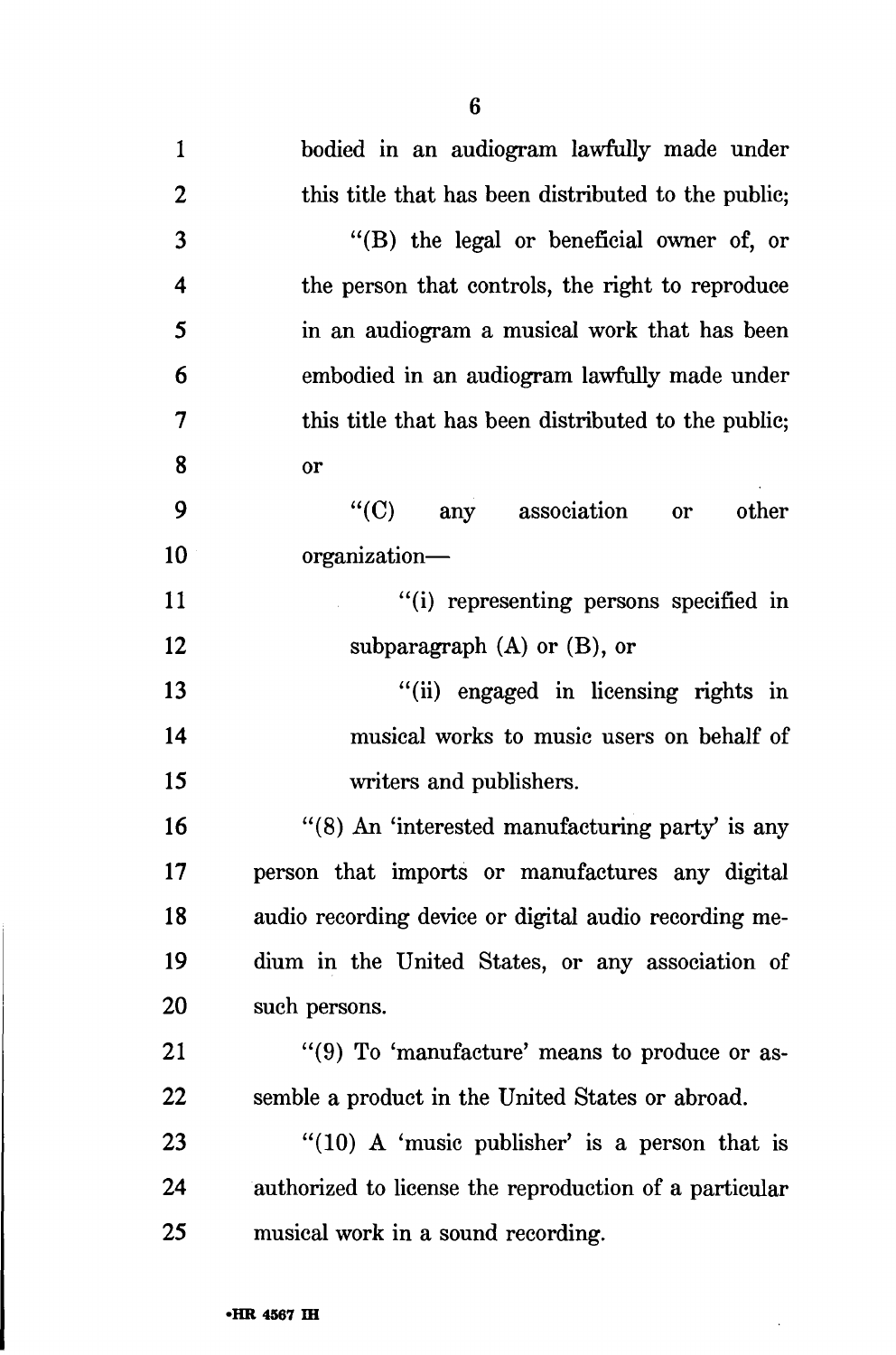bodied in an audiogram lawfully made under this title that has been distributed to the public;

"(B) the legal or beneficial owner of, or the person that controls, the right to reproduce in an audiogram a musical work that has been embodied in an audiogram lawfully made under this title that has been distributed to the public; or

"(C) any association or other organization—

"(i) representing persons specified in subparagraph (A) or (B), or

"(ii) engaged in licensing rights in musical works to music users on behalf of writers and publishers.

"(8) An 'interested manufacturing party' is any person that imports or manufactures any digital audio recording device or digital audio recording medium in the United States, or any association of such persons.

"(9) To 'manufacture' means to produce or assemble a product in the United States or abroad.

"(10) A 'music publisher' is a person that is authorized to license the reproduction of a particular musical work in a sound recording.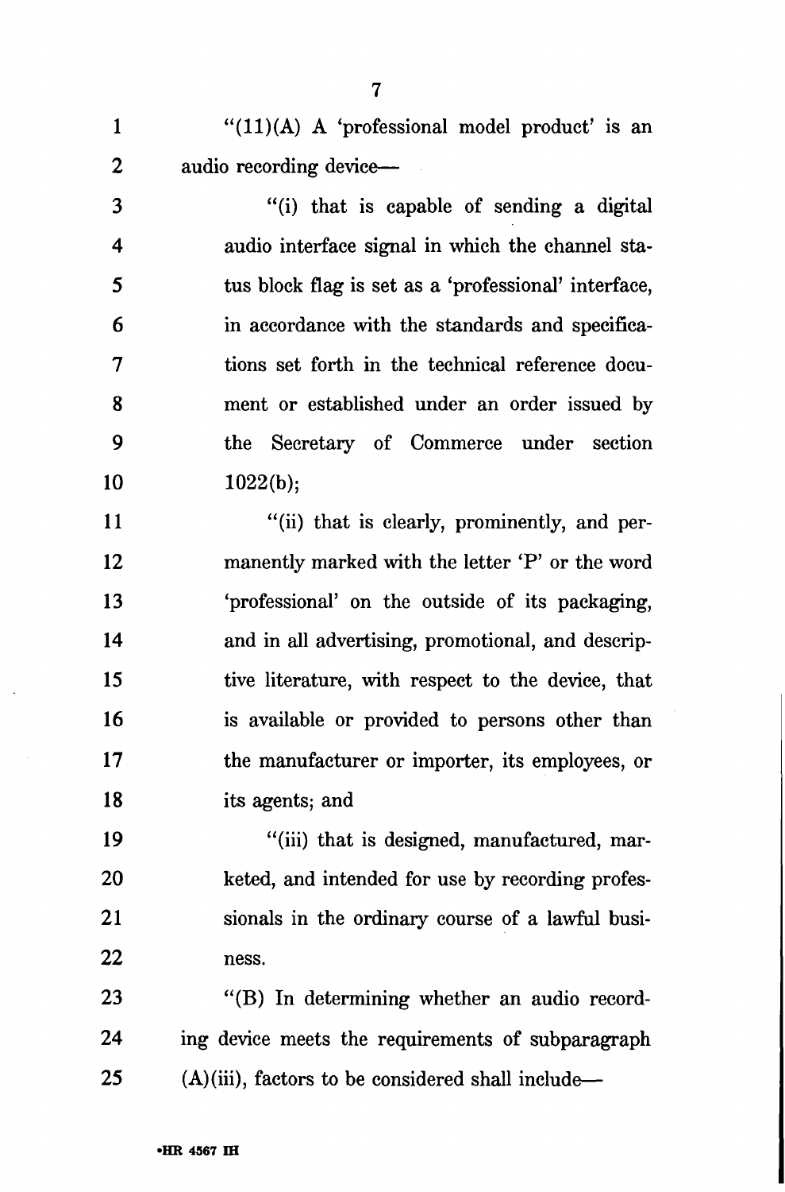"(11)(A) A 'professional model product' is an audio recording device—

"(i) that is capable of sending a digital audio interface signal in which the channel status block flag is set as a 'professional' interface, in accordance with the standards and specifications set forth in the technical reference document or established under an order issued by the Secretary of Commerce under section 1022(b);

"(ii) that is clearly, prominently, and permanently marked with the letter 'P' or the word 'professional' on the outside of its packaging, and in all advertising, promotional, and descriptive literature, with respect to the device, that is available or provided to persons other than the manufacturer or importer, its employees, or its agents; and

"(iii) that is designed, manufactured, marketed, and intended for use by recording professionals in the ordinary course of a lawful business.

"(B) In determining whether an audio recording device meets the requirements of subparagraph (A)(iii), factors to be considered shall include—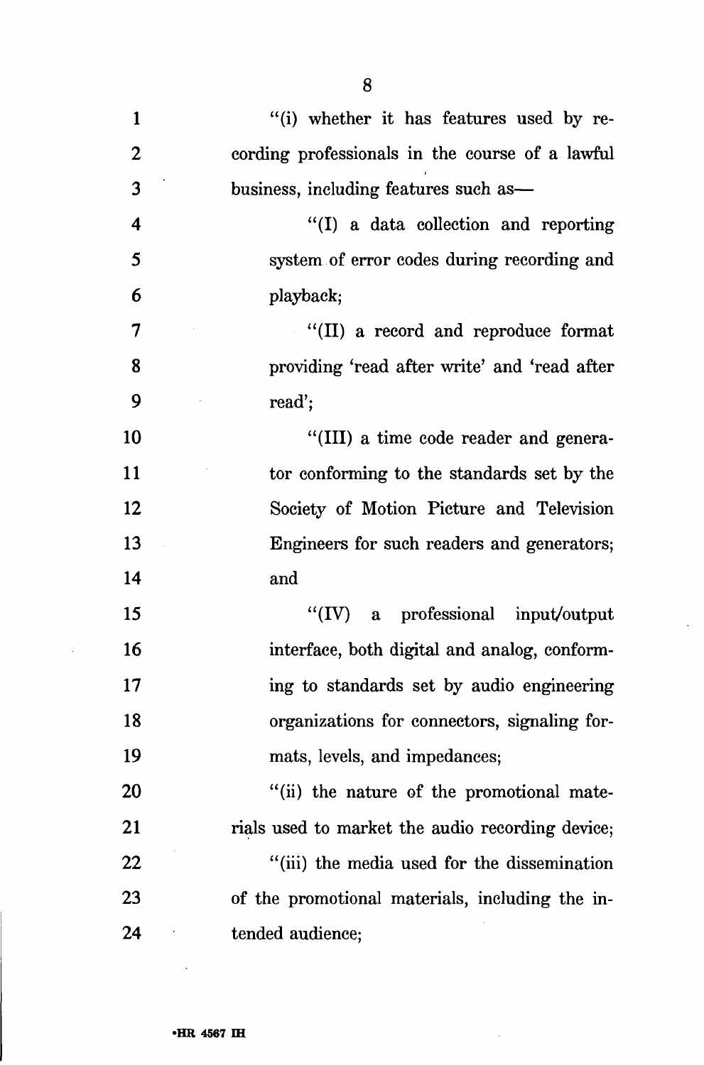"(i) whether it has features used by recording professionals in the course of a lawful business, including features such as—

"(I) a data collection and reporting system of error codes during recording and playback;

"(II) a record and reproduce format providing 'read after write' and 'read after read';

"(III) a time code reader and generator conforming to the standards set by the Society of Motion Picture and Television Engineers for such readers and generators; and

"(IV) a professional input/output interface, both digital and analog, conforming to standards set by audio engineering organizations for connectors, signaling formats, levels, and impedances;

"(ii) the nature of the promotional materials used to market the audio recording device;

"(iii) the media used for the dissemination of the promotional materials, including the intended audience;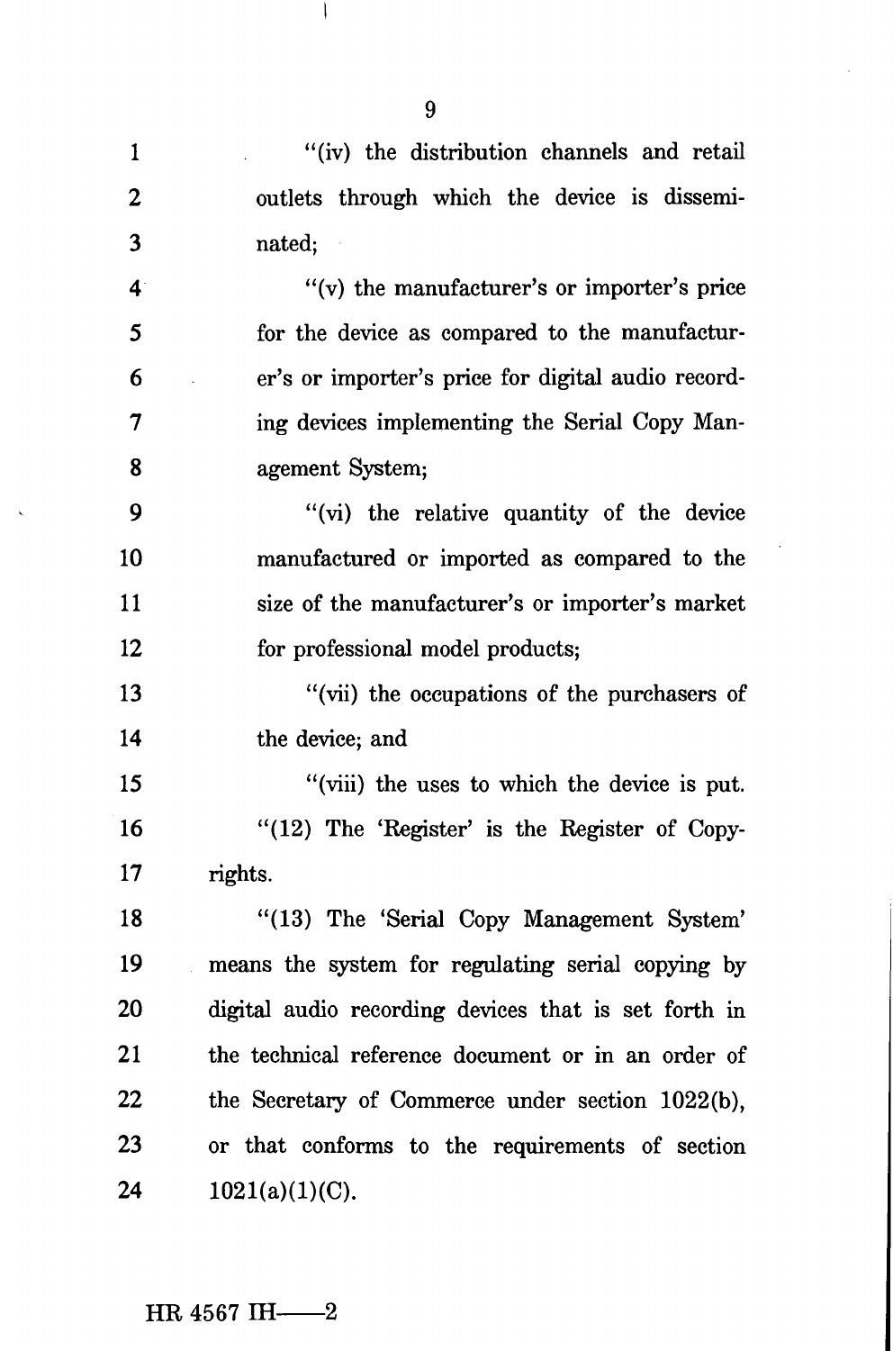"(iv) the distribution channels and retail outlets through which the device is disseminated;

"(v) the manufacturer's or importer's price for the device as compared to the manufacturer's or importer's price for digital audio recording devices implementing the Serial Copy Management System;

"(vi) the relative quantity of the device manufactured or imported as compared to the size of the manufacturer's or importer's market for professional model products;

"(vii) the occupations of the purchasers of the device; and

"(viii) the uses to which the device is put.

"(12) The 'Register' is the Register of Copyrights.

"(13) The 'Serial Copy Management System' means the system for regulating serial copying by digital audio recording devices that is set forth in the technical reference document or in an order of the Secretary of Commerce under section 1022(b), or that conforms to the requirements of section 1021(a)(1)(C).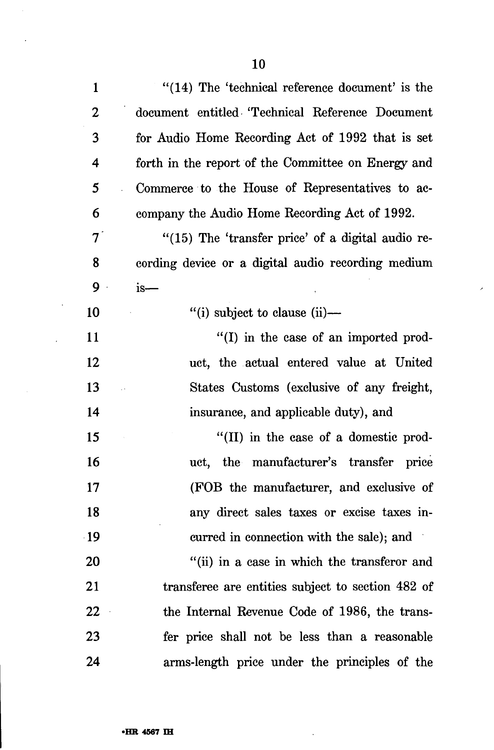"(14) The 'technical reference document' is the document entitled 'Technical Reference Document for Audio Home Recording Act of 1992 that is set forth in the report of the Committee on Energy and Commerce to the House of Representatives to accompany the Audio Home Recording Act of 1992.

"(15) The 'transfer price' of a digital audio recording device or a digital audio recording medium is—

"(i) subject to clause (ii)—

"(I) in the case of an imported product, the actual entered value at United States Customs (exclusive of any freight, insurance, and applicable duty), and

"(II) in the case of a domestic product, the manufacturer's transfer price (FOB the manufacturer, and exclusive of any direct sales taxes or excise taxes incurred in connection with the sale); and

"(ii) in a case in which the transferor and transferee are entities subject to section 482 of the Internal Revenue Code of 1986, the transfer price shall not be less than a reasonable arms-length price under the principles of the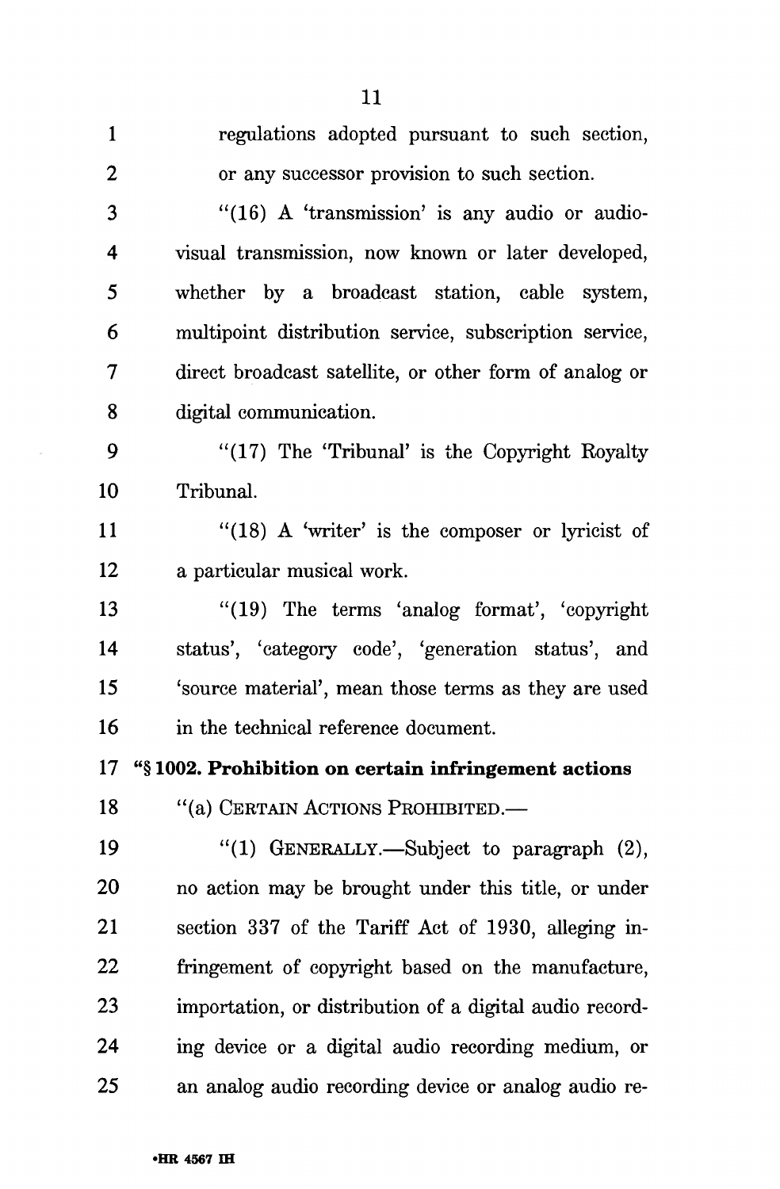regulations adopted pursuant to such section, or any successor provision to such section.

"(16) A 'transmission' is any audio or audiovisual transmission, now known or later developed, whether by a broadcast station, cable system, multipoint distribution service, subscription service, direct broadcast satellite, or other form of analog or digital communication.

"(17) The 'Tribunal' is the Copyright Royalty Tribunal.

"(18) A 'writer' is the composer or lyricist of a particular musical work.

"(19) The terms 'analog format', 'copyright status', 'category code', 'generation status', and 'source material', mean those terms as they are used in the technical reference document.

**"§ 1002. Prohibition on certain infringement actions**

"(a) CERTAIN ACTIONS PROHIBITED.—

"(1) GENERALLY.—Subject to paragraph (2), no action may be brought under this title, or under section 337 of the Tariff Act of 1930, alleging infringement of copyright based on the manufacture, importation, or distribution of a digital audio recording device or a digital audio recording medium, or an analog audio recording device or analog audio re-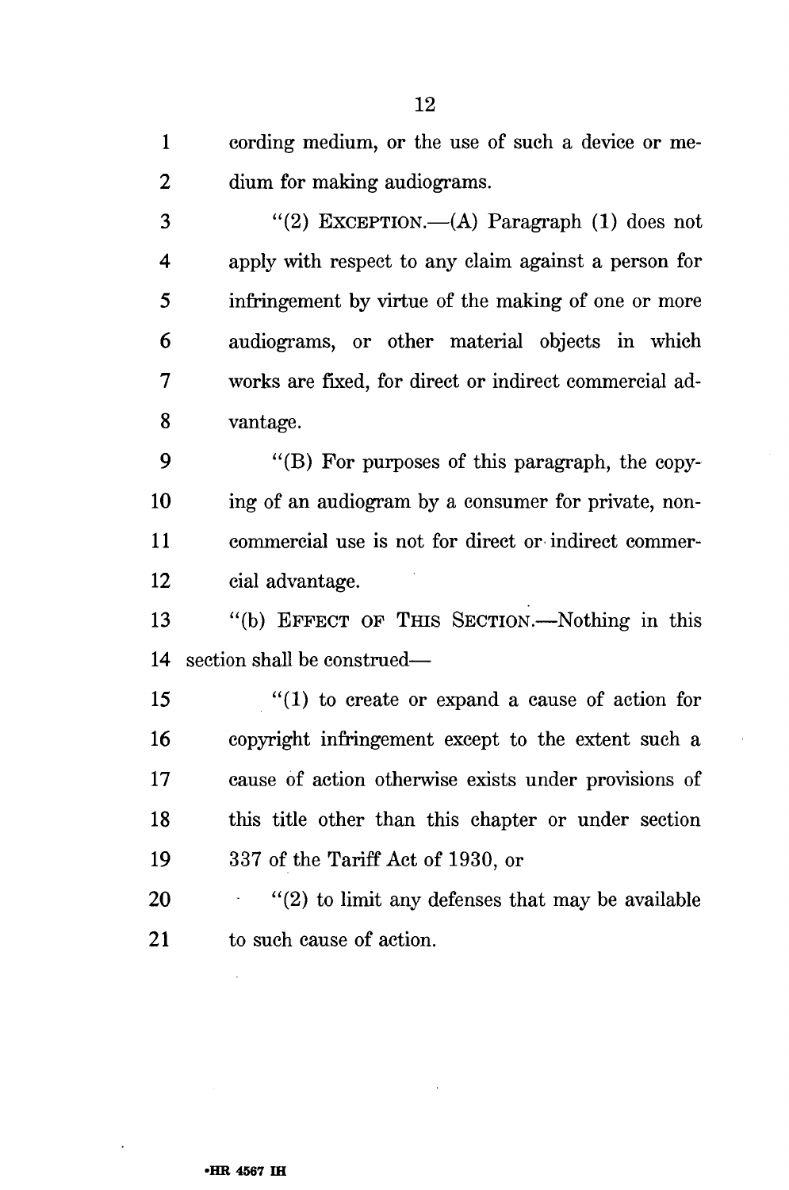cording medium, or the use of such a device or medium for making audiograms.

"(2) EXCEPTION.—(A) Paragraph (1) does not apply with respect to any claim against a person for infringement by virtue of the making of one or more audiograms, or other material objects in which works are fixed, for direct or indirect commercial advantage.

"(B) For purposes of this paragraph, the copying of an audiogram by a consumer for private, noncommercial use is not for direct or indirect commercial advantage.

"(b) EFFECT OF THIS SECTION.—Nothing in this section shall be construed—

"(1) to create or expand a cause of action for copyright infringement except to the extent such a cause of action otherwise exists under provisions of this title other than this chapter or under section 337 of the Tariff Act of 1930, or

"(2) to limit any defenses that may be available to such cause of action.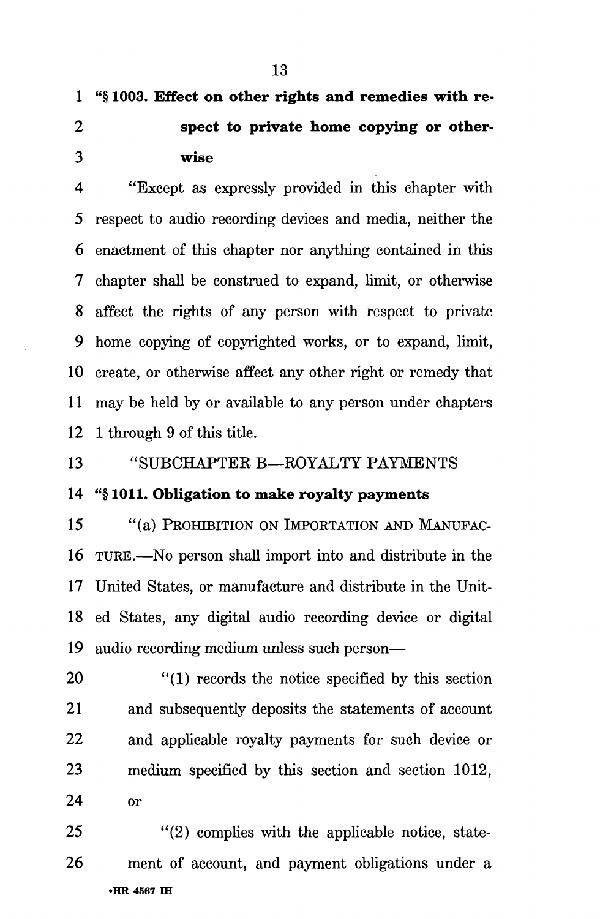**"§ 1003. Effect on other rights and remedies with respect to private home copying or otherwise**

"Except as expressly provided in this chapter with respect to audio recording devices and media, neither the enactment of this chapter nor anything contained in this chapter shall be construed to expand, limit, or otherwise affect the rights of any person with respect to private home copying of copyrighted works, or to expand, limit, create, or otherwise affect any other right or remedy that may be held by or available to any person under chapters 1 through 9 of this title.

"SUBCHAPTER B—ROYALTY PAYMENTS

**"§ 1011. Obligation to make royalty payments**

"(a) PROHIBITION ON IMPORTATION AND MANUFACTURE.—No person shall import into and distribute in the United States, or manufacture and distribute in the United States, any digital audio recording device or digital audio recording medium unless such person—

"(1) records the notice specified by this section and subsequently deposits the statements of account and applicable royalty payments for such device or medium specified by this section and section 1012, or

"(2) complies with the applicable notice, statement of account, and payment obligations under a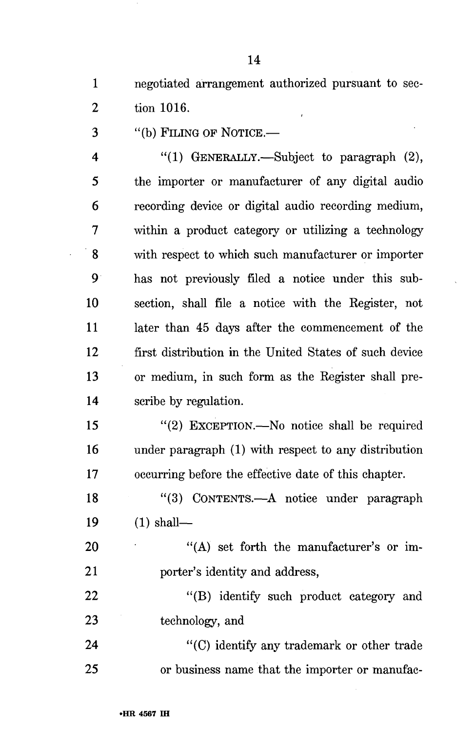negotiated arrangement authorized pursuant to section 1016.

"(b) FILING OF NOTICE.—

"(1) GENERALLY.—Subject to paragraph (2), the importer or manufacturer of any digital audio recording device or digital audio recording medium, within a product category or utilizing a technology with respect to which such manufacturer or importer has not previously filed a notice under this subsection, shall file a notice with the Register, not later than 45 days after the commencement of the first distribution in the United States of such device or medium, in such form as the Register shall prescribe by regulation.

"(2) EXCEPTION.—No notice shall be required under paragraph (1) with respect to any distribution occurring before the effective date of this chapter.

"(3) CONTENTS.—A notice under paragraph (1) shall—

"(A) set forth the manufacturer's or importer's identity and address,

"(B) identify such product category and technology, and

"(C) identify any trademark or other trade or business name that the importer or manufac-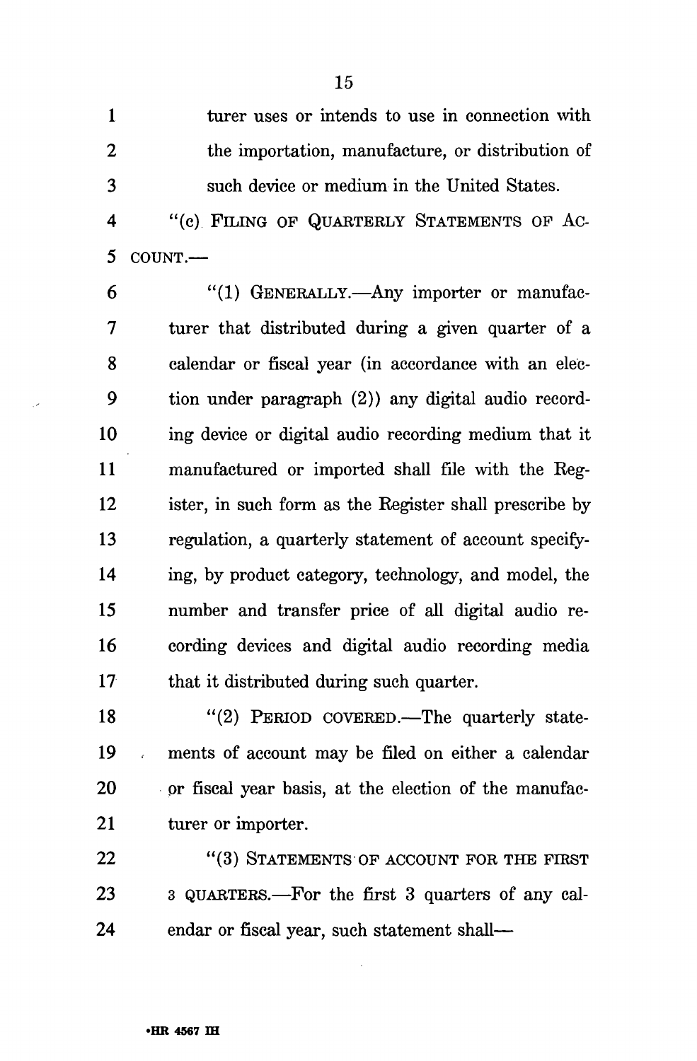turer uses or intends to use in connection with the importation, manufacture, or distribution of such device or medium in the United States.

"(c) FILING OF QUARTERLY STATEMENTS OF ACCOUNT.—

"(1) GENERALLY.—Any importer or manufacturer that distributed during a given quarter of a calendar or fiscal year (in accordance with an election under paragraph (2)) any digital audio recording device or digital audio recording medium that it manufactured or imported shall file with the Register, in such form as the Register shall prescribe by regulation, a quarterly statement of account specifying, by product category, technology, and model, the number and transfer price of all digital audio recording devices and digital audio recording media that it distributed during such quarter.

"(2) PERIOD COVERED.—The quarterly statements of account may be filed on either a calendar or fiscal year basis, at the election of the manufacturer or importer.

"(3) STATEMENTS OF ACCOUNT FOR THE FIRST 3 QUARTERS.—For the first 3 quarters of any calendar or fiscal year, such statement shall—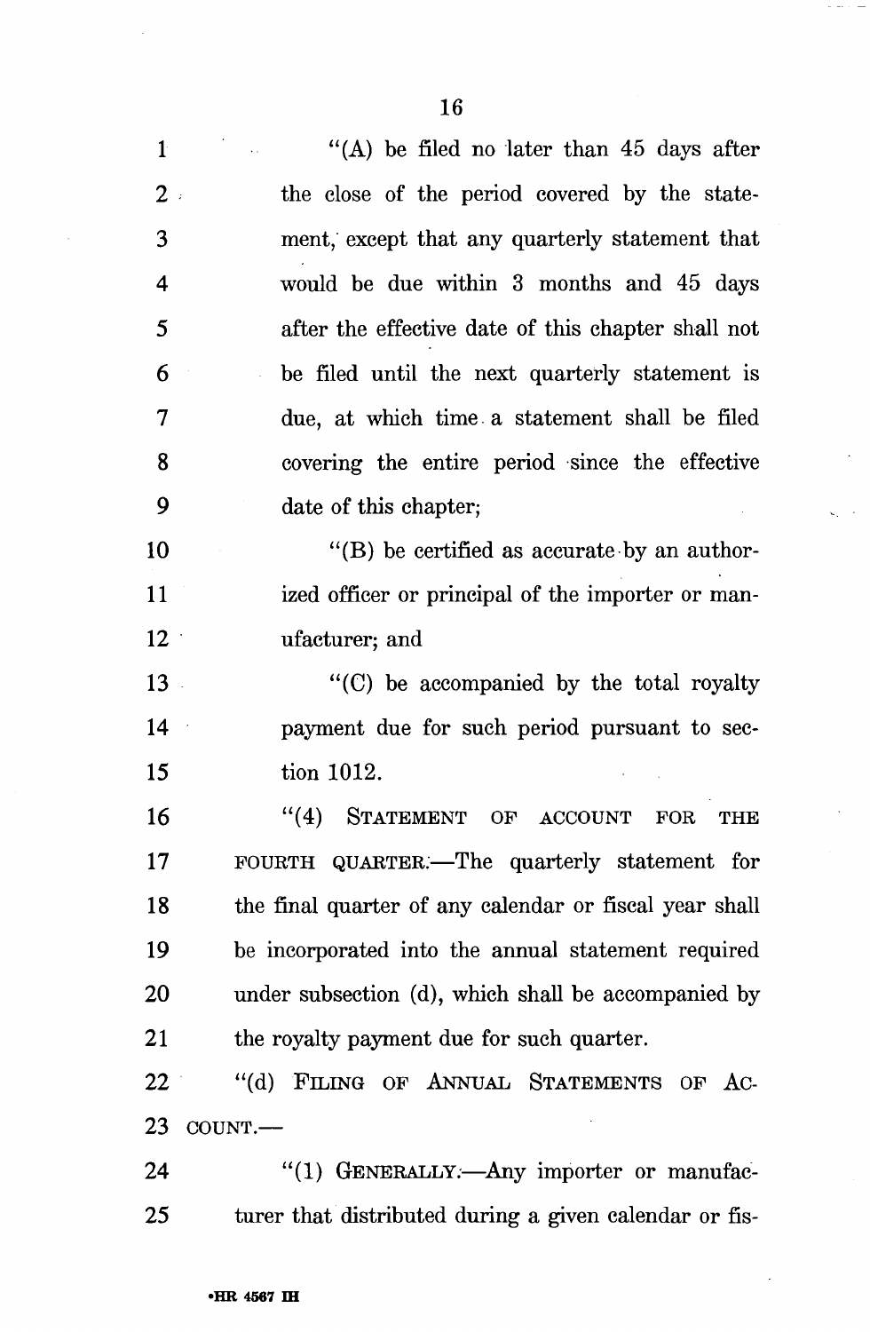"(A) be filed no later than 45 days after the close of the period covered by the statement, except that any quarterly statement that would be due within 3 months and 45 days after the effective date of this chapter shall not be filed until the next quarterly statement is due, at which time a statement shall be filed covering the entire period since the effective date of this chapter;

"(B) be certified as accurate by an authorized officer or principal of the importer or manufacturer; and

"(C) be accompanied by the total royalty payment due for such period pursuant to section 1012.

"(4) STATEMENT OF ACCOUNT FOR THE FOURTH QUARTER.—The quarterly statement for the final quarter of any calendar or fiscal year shall be incorporated into the annual statement required under subsection (d), which shall be accompanied by the royalty payment due for such quarter.

"(d) FILING OF ANNUAL STATEMENTS OF ACCOUNT.—

"(1) GENERALLY.—Any importer or manufacturer that distributed during a given calendar or fis-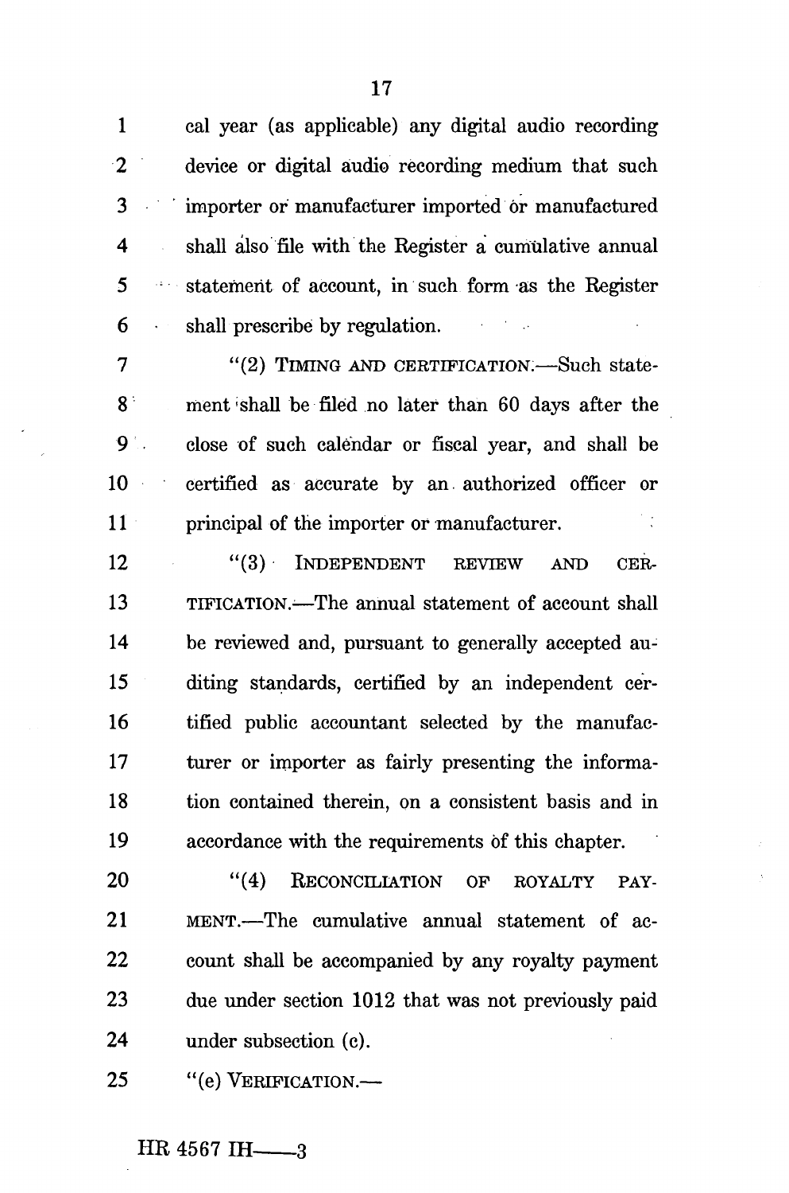cal year (as applicable) any digital audio recording device or digital audio recording medium that such importer or manufacturer imported or manufactured shall also file with the Register a cumulative annual statement of account, in such form as the Register shall prescribe by regulation.

"(2) TIMING AND CERTIFICATION.—Such statement shall be filed no later than 60 days after the close of such calendar or fiscal year, and shall be certified as accurate by an authorized officer or principal of the importer or manufacturer.

"(3) INDEPENDENT REVIEW AND CERTIFICATION.—The annual statement of account shall be reviewed and, pursuant to generally accepted auditing standards, certified by an independent certified public accountant selected by the manufacturer or importer as fairly presenting the information contained therein, on a consistent basis and in accordance with the requirements of this chapter.

"(4) RECONCILIATION OF ROYALTY PAYMENT.—The cumulative annual statement of account shall be accompanied by any royalty payment due under section 1012 that was not previously paid under subsection (c).

"(e) VERIFICATION.—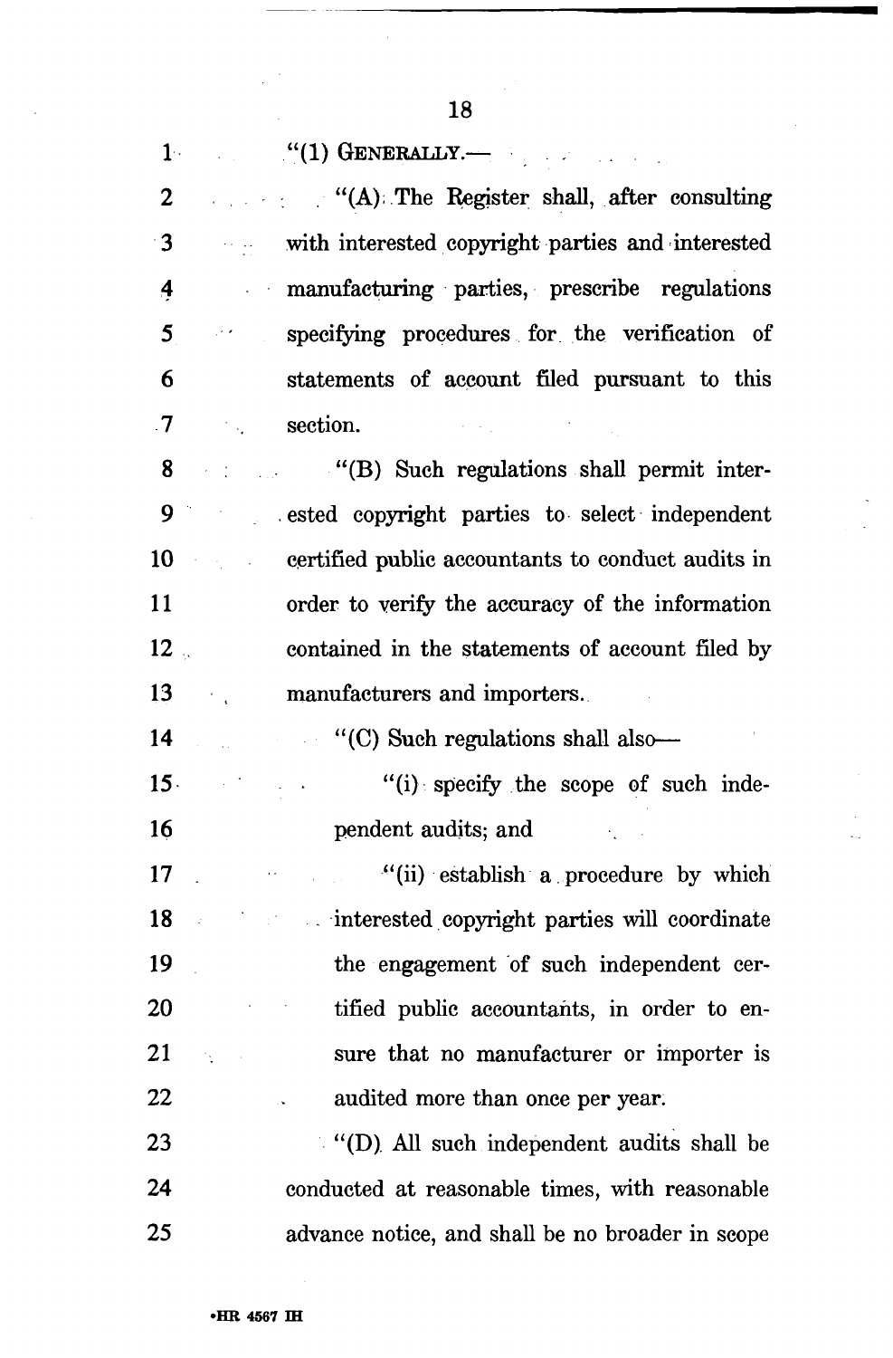"(1) GENERALLY.—

"(A) The Register shall, after consulting with interested copyright parties and interested manufacturing parties, prescribe regulations specifying procedures for the verification of statements of account filed pursuant to this section.

"(B) Such regulations shall permit interested copyright parties to select independent certified public accountants to conduct audits in order to verify the accuracy of the information contained in the statements of account filed by manufacturers and importers.

"(C) Such regulations shall also—

"(i) specify the scope of such independent audits; and

"(ii) establish a procedure by which interested copyright parties will coordinate the engagement of such independent certified public accountants, in order to ensure that no manufacturer or importer is audited more than once per year.

"(D) All such independent audits shall be conducted at reasonable times, with reasonable advance notice, and shall be no broader in scope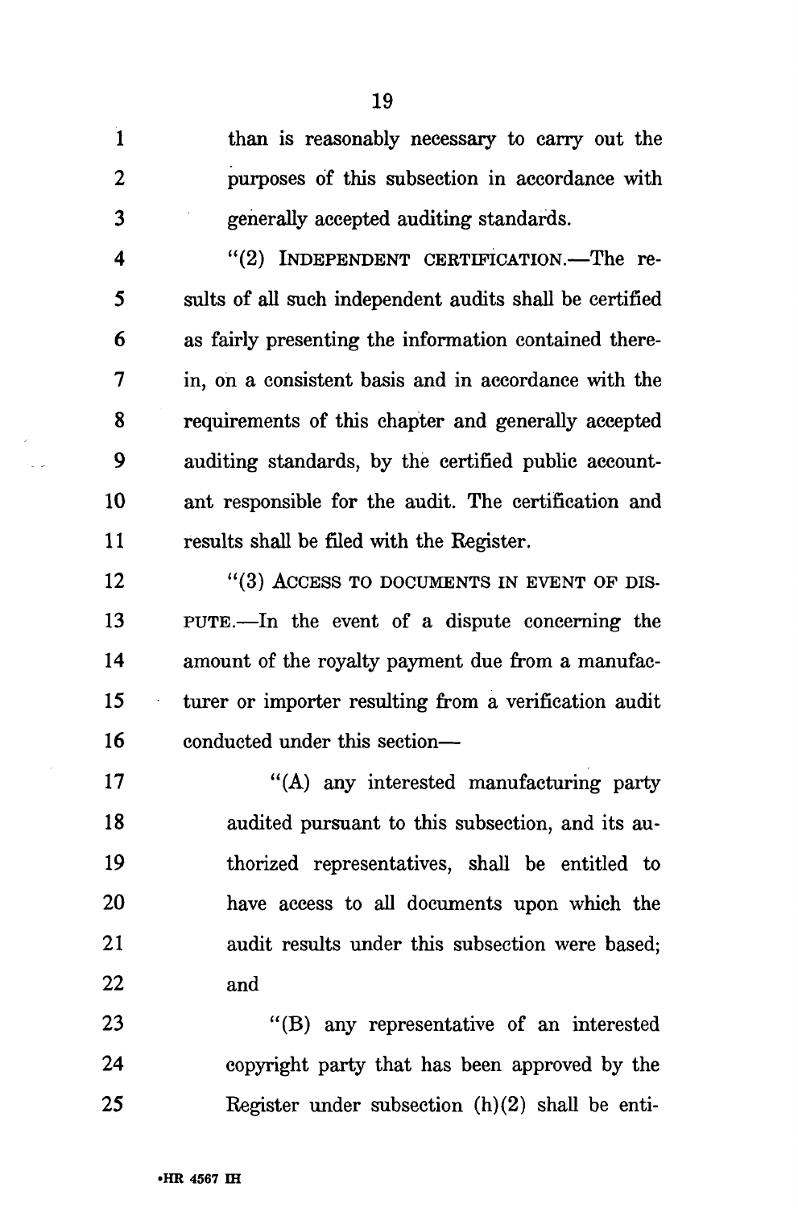than is reasonably necessary to carry out the purposes of this subsection in accordance with generally accepted auditing standards.

"(2) INDEPENDENT CERTIFICATION.—The results of all such independent audits shall be certified as fairly presenting the information contained therein, on a consistent basis and in accordance with the requirements of this chapter and generally accepted auditing standards, by the certified public accountant responsible for the audit. The certification and results shall be filed with the Register.

"(3) ACCESS TO DOCUMENTS IN EVENT OF DISPUTE.—In the event of a dispute concerning the amount of the royalty payment due from a manufacturer or importer resulting from a verification audit conducted under this section—

"(A) any interested manufacturing party audited pursuant to this subsection, and its authorized representatives, shall be entitled to have access to all documents upon which the audit results under this subsection were based; and

"(B) any representative of an interested copyright party that has been approved by the Register under subsection (h)(2) shall be enti-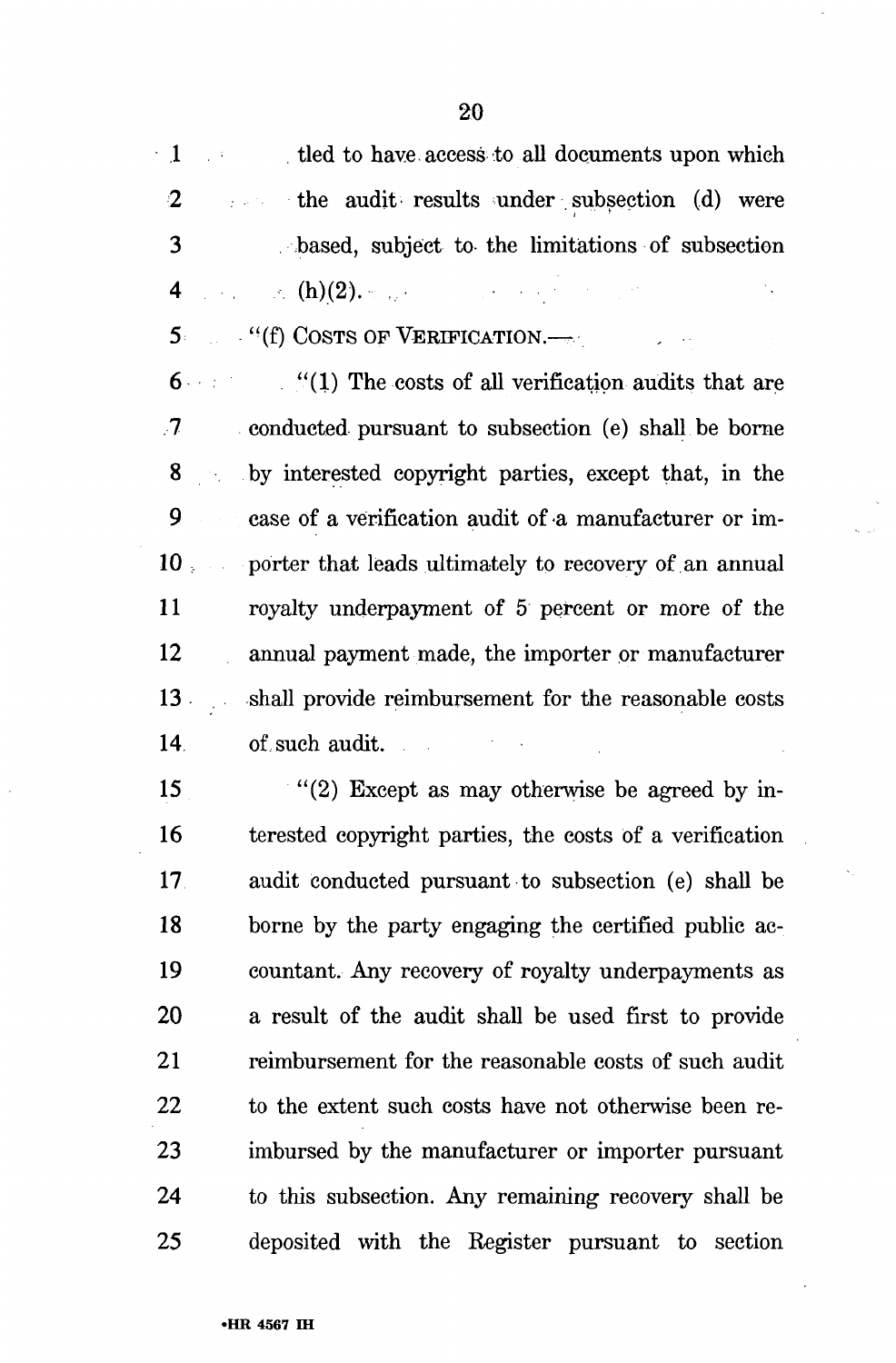tled to have access to all documents upon which the audit results under subsection (d) were based, subject to the limitations of subsection (h)(2).

"(f) COSTS OF VERIFICATION.—

"(1) The costs of all verification audits that are conducted pursuant to subsection (e) shall be borne by interested copyright parties, except that, in the case of a verification audit of a manufacturer or importer that leads ultimately to recovery of an annual royalty underpayment of 5 percent or more of the annual payment made, the importer or manufacturer shall provide reimbursement for the reasonable costs of such audit.

"(2) Except as may otherwise be agreed by interested copyright parties, the costs of a verification audit conducted pursuant to subsection (e) shall be borne by the party engaging the certified public accountant. Any recovery of royalty underpayments as a result of the audit shall be used first to provide reimbursement for the reasonable costs of such audit to the extent such costs have not otherwise been reimbursed by the manufacturer or importer pursuant to this subsection. Any remaining recovery shall be deposited with the Register pursuant to section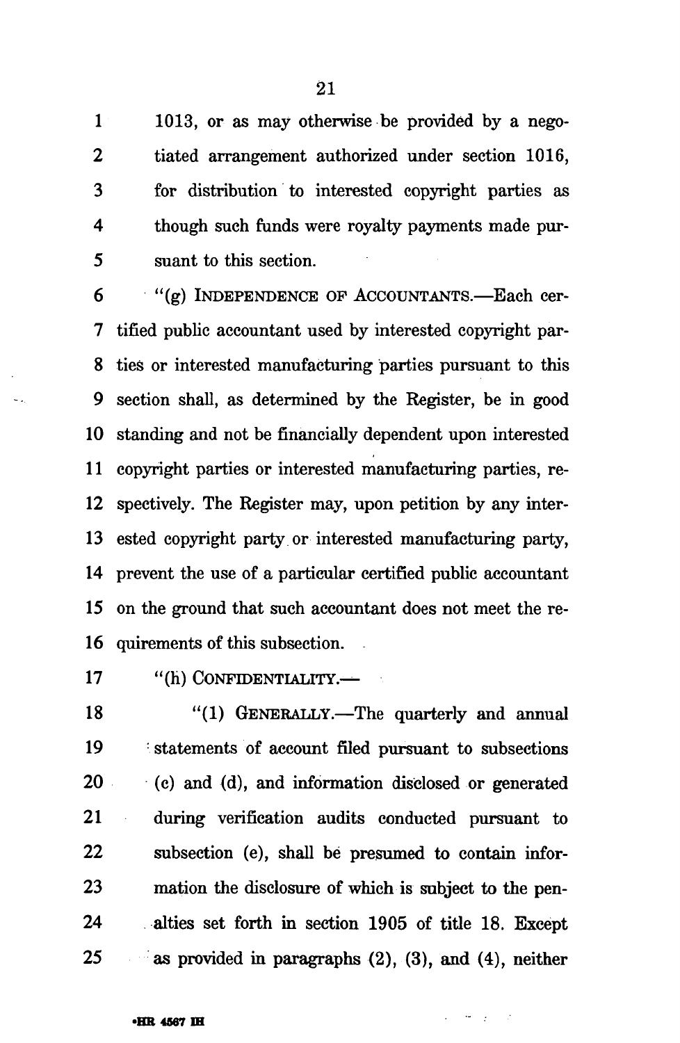1013, or as may otherwise be provided by a negotiated arrangement authorized under section 1016, for distribution to interested copyright parties as though such funds were royalty payments made pursuant to this section.

"(g) INDEPENDENCE OF ACCOUNTANTS.—Each certified public accountant used by interested copyright parties or interested manufacturing parties pursuant to this section shall, as determined by the Register, be in good standing and not be financially dependent upon interested copyright parties or interested manufacturing parties, respectively. The Register may, upon petition by any interested copyright party or interested manufacturing party, prevent the use of a particular certified public accountant on the ground that such accountant does not meet the requirements of this subsection.

"(h) CONFIDENTIALITY.—

"(1) GENERALLY.—The quarterly and annual statements of account filed pursuant to subsections (c) and (d), and information disclosed or generated during verification audits conducted pursuant to subsection (e), shall be presumed to contain information the disclosure of which is subject to the penalties set forth in section 1905 of title 18. Except as provided in paragraphs (2), (3), and (4), neither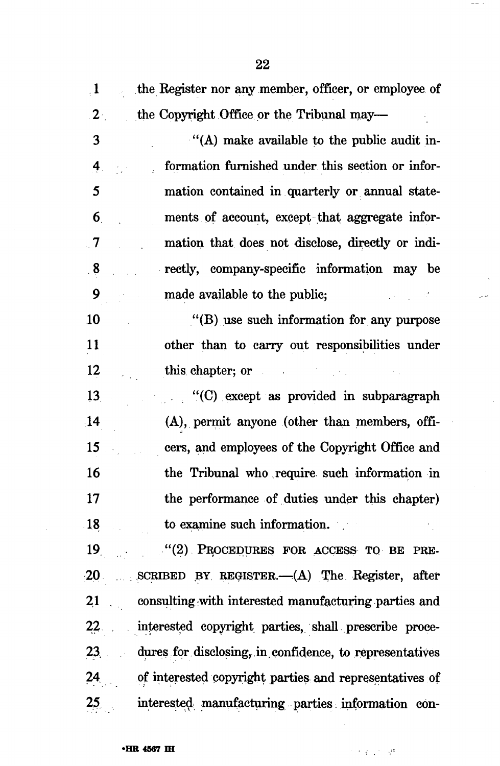the Register nor any member, officer, or employee of the Copyright Office or the Tribunal may—

"(A) make available to the public audit information furnished under this section or information contained in quarterly or annual statements of account, except that aggregate information that does not disclose, directly or indirectly, company-specific information may be made available to the public;

"(B) use such information for any purpose other than to carry out responsibilities under this chapter; or

"(C) except as provided in subparagraph (A), permit anyone (other than members, officers, and employees of the Copyright Office and the Tribunal who require such information in the performance of duties under this chapter) to examine such information.

"(2) PROCEDURES FOR ACCESS TO BE PRESCRIBED BY REGISTER.—(A) The Register, after consulting with interested manufacturing parties and interested copyright parties, shall prescribe procedures for disclosing, in confidence, to representatives of interested copyright parties and representatives of interested manufacturing parties information con-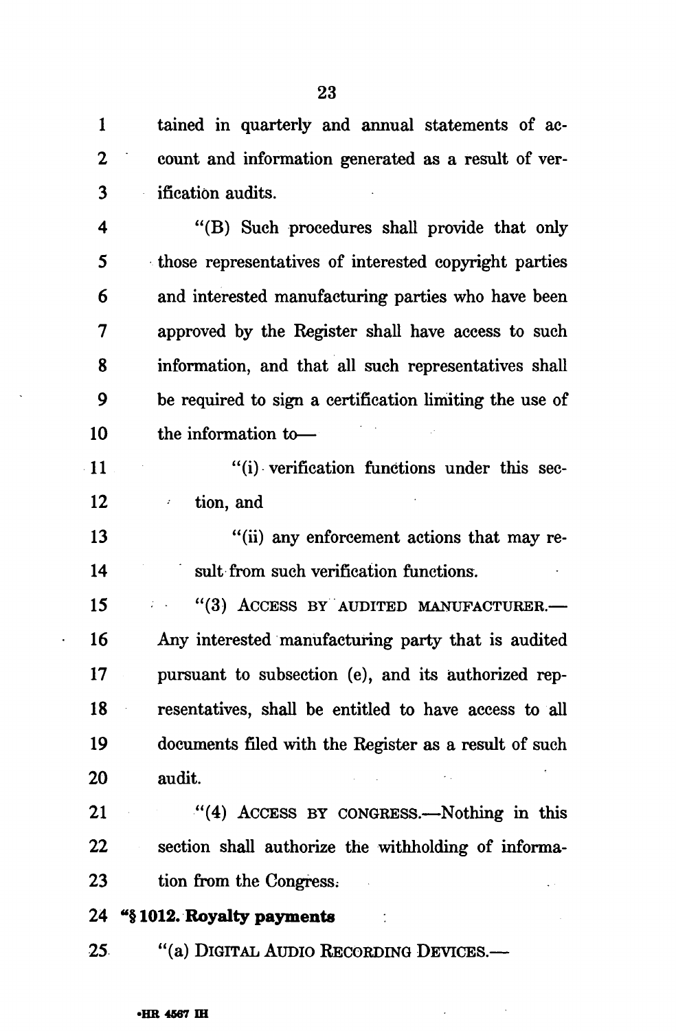tained in quarterly and annual statements of account and information generated as a result of verification audits.

"(B) Such procedures shall provide that only those representatives of interested copyright parties and interested manufacturing parties who have been approved by the Register shall have access to such information, and that all such representatives shall be required to sign a certification limiting the use of the information to—

"(i) verification functions under this section, and

"(ii) any enforcement actions that may result from such verification functions.

"(3) ACCESS BY AUDITED MANUFACTURER.—Any interested manufacturing party that is audited pursuant to subsection (e), and its authorized representatives, shall be entitled to have access to all documents filed with the Register as a result of such audit.

"(4) ACCESS BY CONGRESS.—Nothing in this section shall authorize the withholding of information from the Congress.

**"§ 1012. Royalty payments**

"(a) DIGITAL AUDIO RECORDING DEVICES.—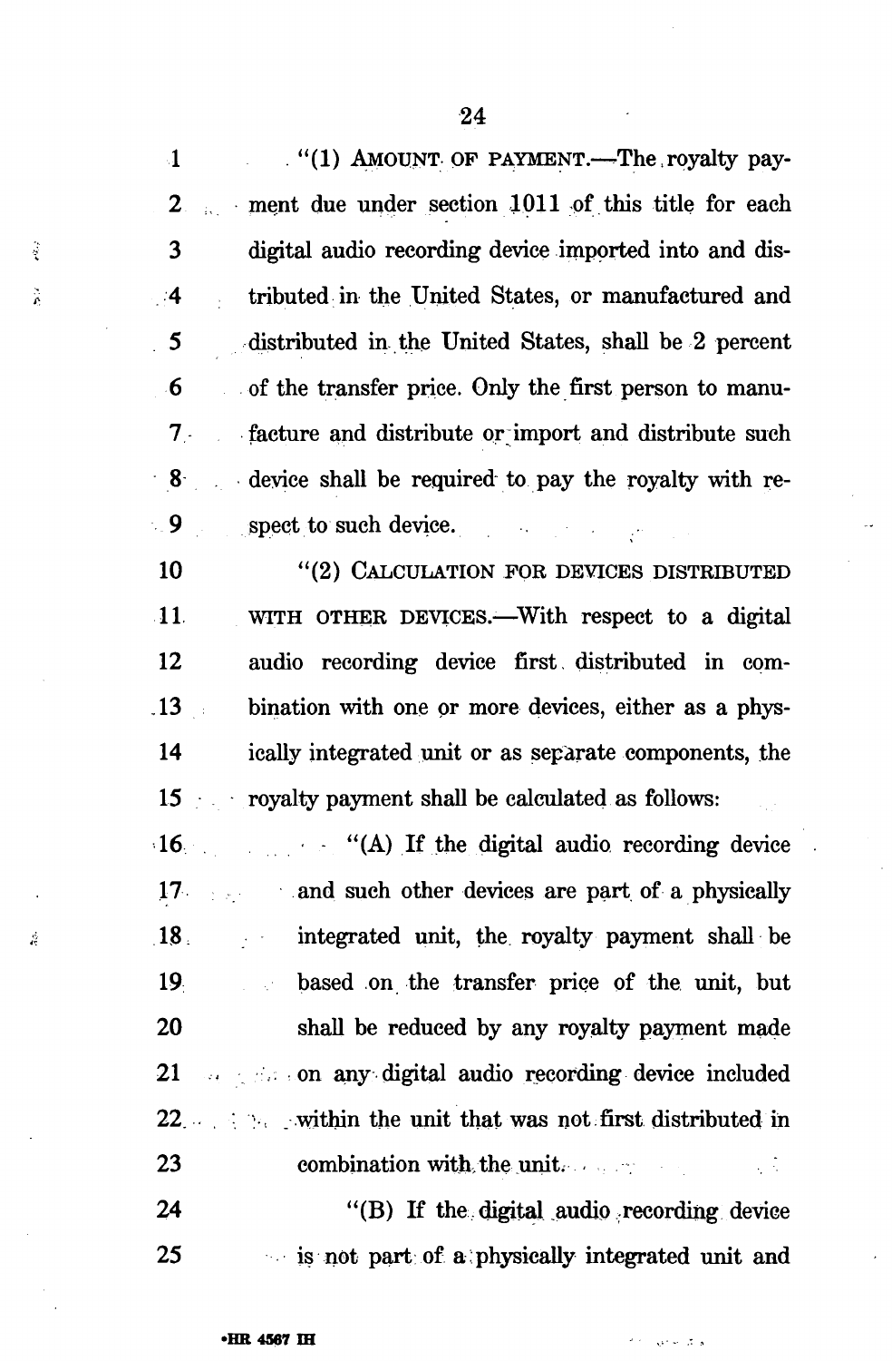"(1) AMOUNT OF PAYMENT.—The royalty payment due under section 1011 of this title for each digital audio recording device imported into and distributed in the United States, or manufactured and distributed in the United States, shall be 2 percent of the transfer price. Only the first person to manufacture and distribute or import and distribute such device shall be required to pay the royalty with respect to such device.

"(2) CALCULATION FOR DEVICES DISTRIBUTED WITH OTHER DEVICES.—With respect to a digital audio recording device first distributed in combination with one or more devices, either as a physically integrated unit or as separate components, the royalty payment shall be calculated as follows:

"(A) If the digital audio recording device and such other devices are part of a physically integrated unit, the royalty payment shall be based on the transfer price of the unit, but shall be reduced by any royalty payment made on any digital audio recording device included within the unit that was not first distributed in combination with the unit.

"(B) If the digital audio recording device is not part of a physically integrated unit and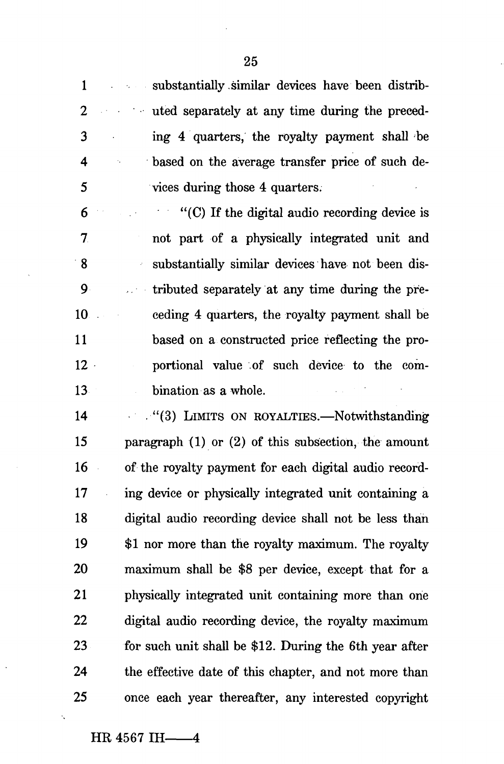substantially similar devices have been distributed separately at any time during the preceding 4 quarters, the royalty payment shall be based on the average transfer price of such devices during those 4 quarters.

"(C) If the digital audio recording device is not part of a physically integrated unit and substantially similar devices have not been distributed separately at any time during the preceding 4 quarters, the royalty payment shall be based on a constructed price reflecting the proportional value of such device to the combination as a whole.

"(3) LIMITS ON ROYALTIES.—Notwithstanding paragraph (1) or (2) of this subsection, the amount of the royalty payment for each digital audio recording device or physically integrated unit containing a digital audio recording device shall not be less than $1 nor more than the royalty maximum. The royalty maximum shall be $8 per device, except that for a physically integrated unit containing more than one digital audio recording device, the royalty maximum for such unit shall be $12. During the 6th year after the effective date of this chapter, and not more than once each year thereafter, any interested copyright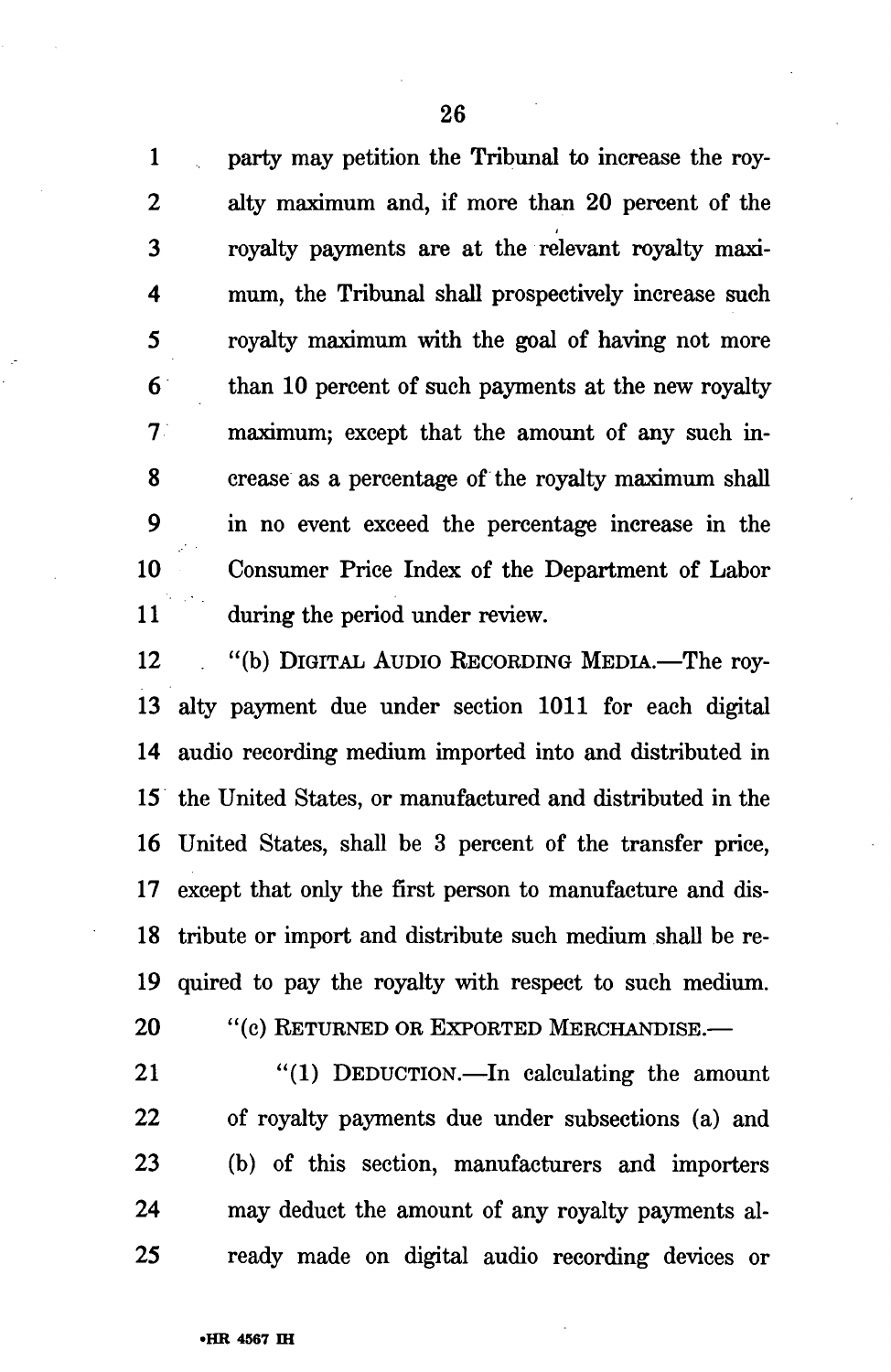party may petition the Tribunal to increase the royalty maximum and, if more than 20 percent of the royalty payments are at the relevant royalty maximum, the Tribunal shall prospectively increase such royalty maximum with the goal of having not more than 10 percent of such payments at the new royalty maximum; except that the amount of any such increase as a percentage of the royalty maximum shall in no event exceed the percentage increase in the Consumer Price Index of the Department of Labor during the period under review.

"(b) DIGITAL AUDIO RECORDING MEDIA.—The royalty payment due under section 1011 for each digital audio recording medium imported into and distributed in the United States, or manufactured and distributed in the United States, shall be 3 percent of the transfer price, except that only the first person to manufacture and distribute or import and distribute such medium shall be required to pay the royalty with respect to such medium.

"(c) RETURNED OR EXPORTED MERCHANDISE.—

"(1) DEDUCTION.—In calculating the amount of royalty payments due under subsections (a) and (b) of this section, manufacturers and importers may deduct the amount of any royalty payments already made on digital audio recording devices or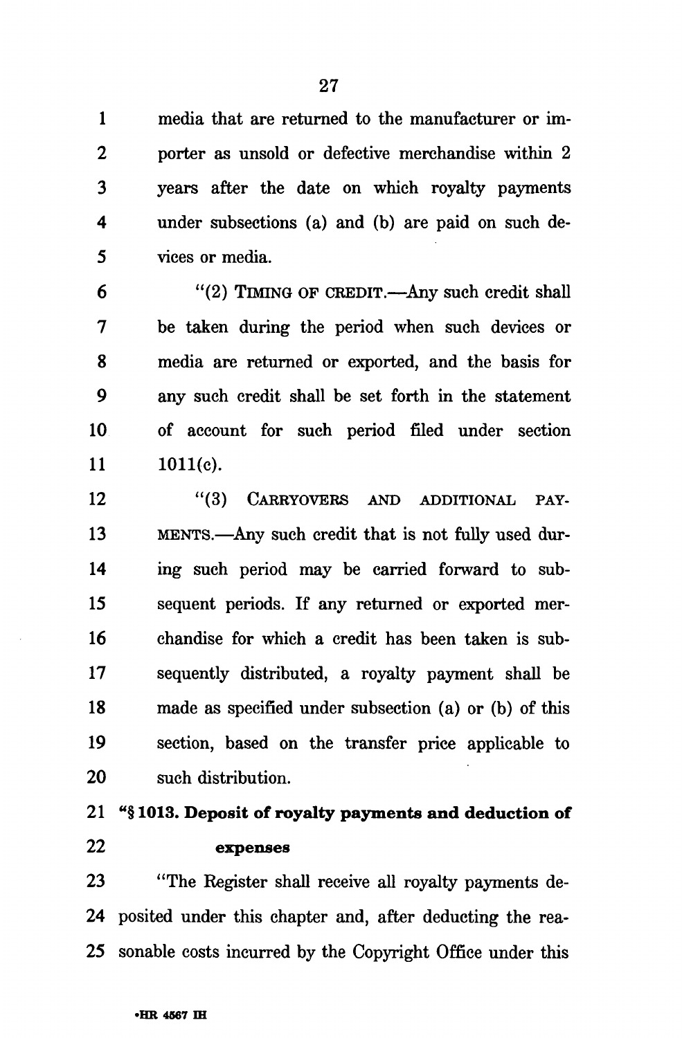media that are returned to the manufacturer or importer as unsold or defective merchandise within 2 years after the date on which royalty payments under subsections (a) and (b) are paid on such devices or media.

"(2) TIMING OF CREDIT.—Any such credit shall be taken during the period when such devices or media are returned or exported, and the basis for any such credit shall be set forth in the statement of account for such period filed under section 1011(c).

"(3) CARRYOVERS AND ADDITIONAL PAYMENTS.—Any such credit that is not fully used during such period may be carried forward to subsequent periods. If any returned or exported merchandise for which a credit has been taken is subsequently distributed, a royalty payment shall be made as specified under subsection (a) or (b) of this section, based on the transfer price applicable to such distribution.

**"§ 1013. Deposit of royalty payments and deduction of expenses**

"The Register shall receive all royalty payments deposited under this chapter and, after deducting the reasonable costs incurred by the Copyright Office under this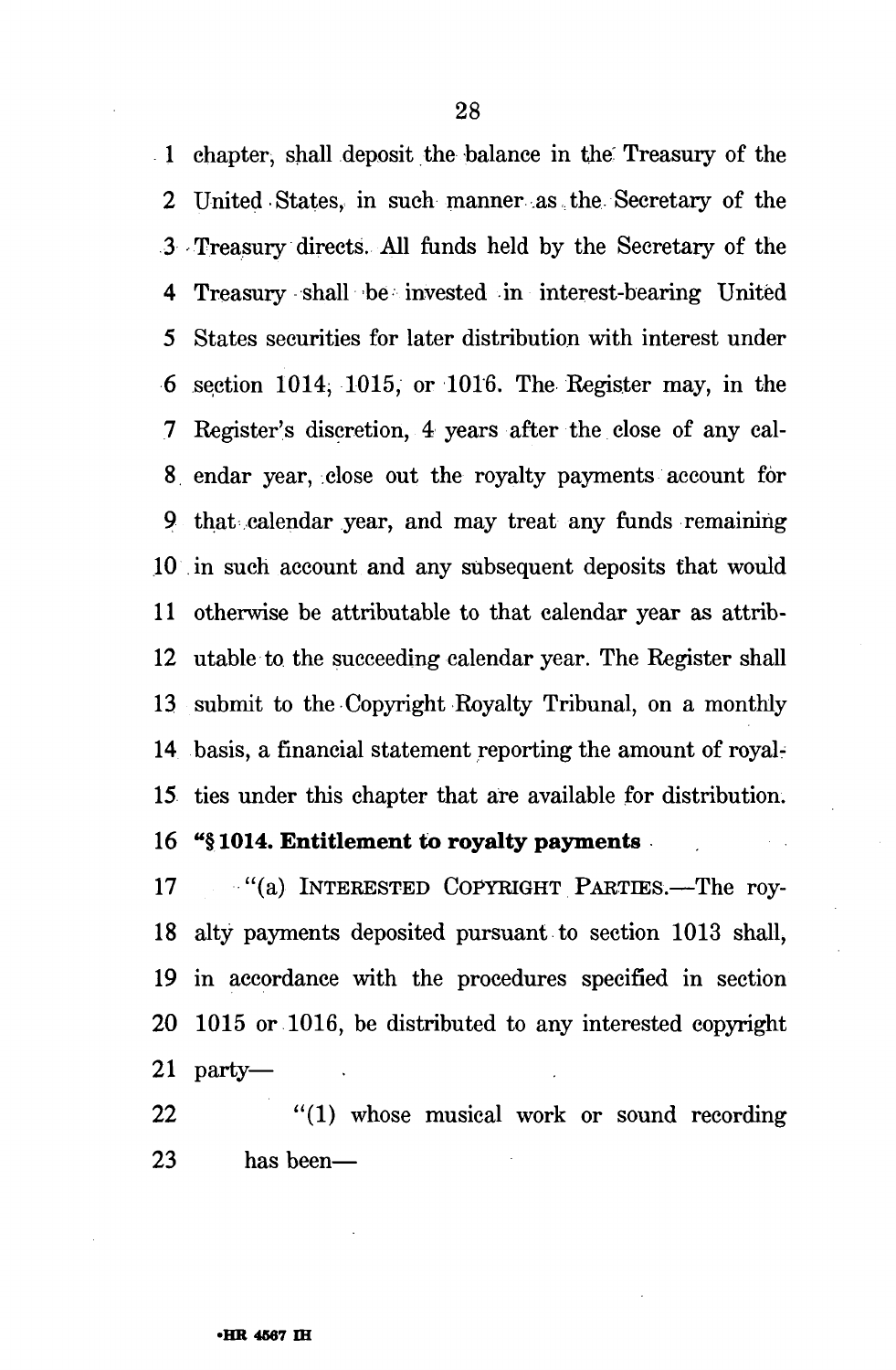chapter, shall deposit the balance in the Treasury of the United States, in such manner as the Secretary of the Treasury directs. All funds held by the Secretary of the Treasury shall be invested in interest-bearing United States securities for later distribution with interest under section 1014, 1015, or 1016. The Register may, in the Register's discretion, 4 years after the close of any calendar year, close out the royalty payments account for that calendar year, and may treat any funds remaining in such account and any subsequent deposits that would otherwise be attributable to that calendar year as attributable to the succeeding calendar year. The Register shall submit to the Copyright Royalty Tribunal, on a monthly basis, a financial statement reporting the amount of royalties under this chapter that are available for distribution.

**"§ 1014. Entitlement to royalty payments**

"(a) INTERESTED COPYRIGHT PARTIES.—The royalty payments deposited pursuant to section 1013 shall, in accordance with the procedures specified in section 1015 or 1016, be distributed to any interested copyright party—

"(1) whose musical work or sound recording has been—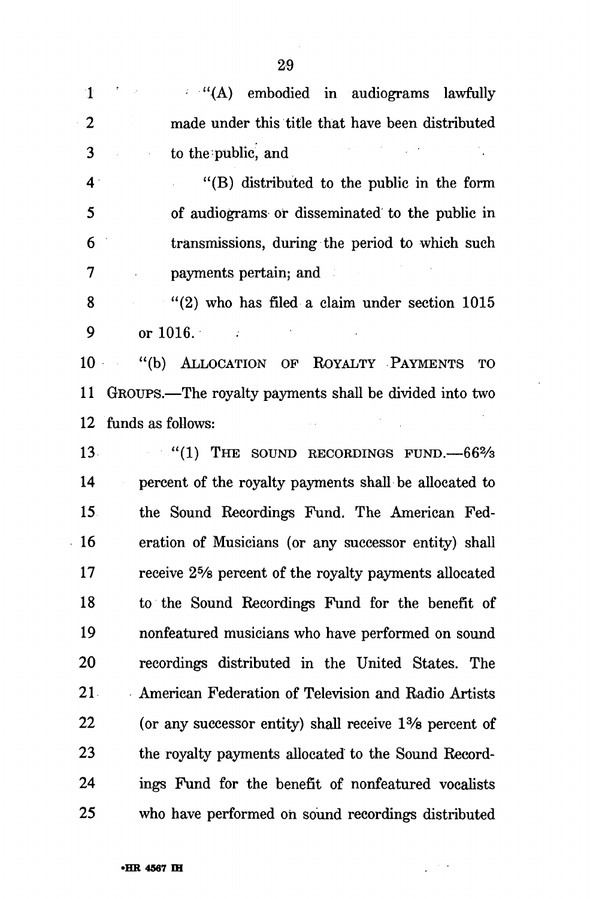"(A) embodied in audiograms lawfully made under this title that have been distributed to the public, and

"(B) distributed to the public in the form of audiograms or disseminated to the public in transmissions, during the period to which such payments pertain; and

"(2) who has filed a claim under section 1015 or 1016.

"(b) ALLOCATION OF ROYALTY PAYMENTS TO GROUPS.—The royalty payments shall be divided into two funds as follows:

"(1) THE SOUND RECORDINGS FUND.—$66\frac{2}{3}$ percent of the royalty payments shall be allocated to the Sound Recordings Fund. The American Federation of Musicians (or any successor entity) shall receive $2\frac{5}{8}$ percent of the royalty payments allocated to the Sound Recordings Fund for the benefit of nonfeatured musicians who have performed on sound recordings distributed in the United States. The American Federation of Television and Radio Artists (or any successor entity) shall receive $1\frac{3}{8}$ percent of the royalty payments allocated to the Sound Recordings Fund for the benefit of nonfeatured vocalists who have performed on sound recordings distributed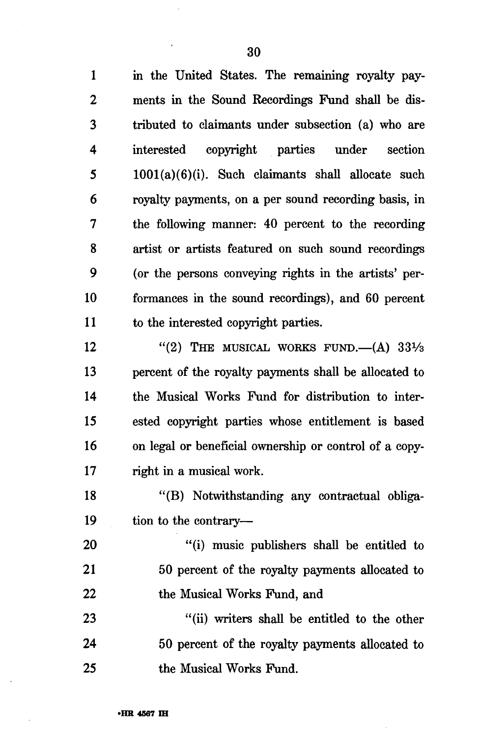in the United States. The remaining royalty payments in the Sound Recordings Fund shall be distributed to claimants under subsection (a) who are interested copyright parties under section 1001(a)(6)(i). Such claimants shall allocate such royalty payments, on a per sound recording basis, in the following manner: 40 percent to the recording artist or artists featured on such sound recordings (or the persons conveying rights in the artists' performances in the sound recordings), and 60 percent to the interested copyright parties.

"(2) THE MUSICAL WORKS FUND.—(A) 33⅓ percent of the royalty payments shall be allocated to the Musical Works Fund for distribution to interested copyright parties whose entitlement is based on legal or beneficial ownership or control of a copyright in a musical work.

"(B) Notwithstanding any contractual obligation to the contrary—

"(i) music publishers shall be entitled to 50 percent of the royalty payments allocated to the Musical Works Fund, and

"(ii) writers shall be entitled to the other 50 percent of the royalty payments allocated to the Musical Works Fund.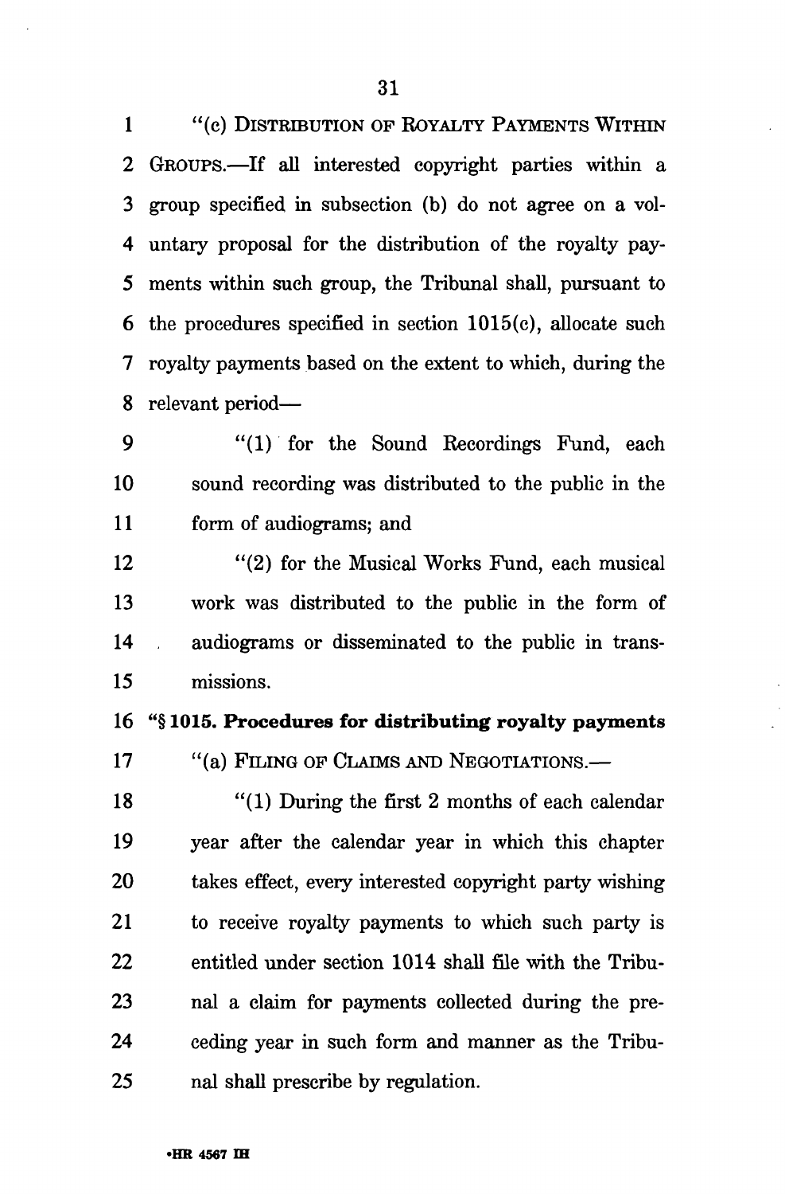"(c) DISTRIBUTION OF ROYALTY PAYMENTS WITHIN GROUPS.—If all interested copyright parties within a group specified in subsection (b) do not agree on a voluntary proposal for the distribution of the royalty payments within such group, the Tribunal shall, pursuant to the procedures specified in section 1015(c), allocate such royalty payments based on the extent to which, during the relevant period—

"(1) for the Sound Recordings Fund, each sound recording was distributed to the public in the form of audiograms; and

"(2) for the Musical Works Fund, each musical work was distributed to the public in the form of audiograms or disseminated to the public in transmissions.

**"§ 1015. Procedures for distributing royalty payments**

"(a) FILING OF CLAIMS AND NEGOTIATIONS.—

"(1) During the first 2 months of each calendar year after the calendar year in which this chapter takes effect, every interested copyright party wishing to receive royalty payments to which such party is entitled under section 1014 shall file with the Tribunal a claim for payments collected during the preceding year in such form and manner as the Tribunal shall prescribe by regulation.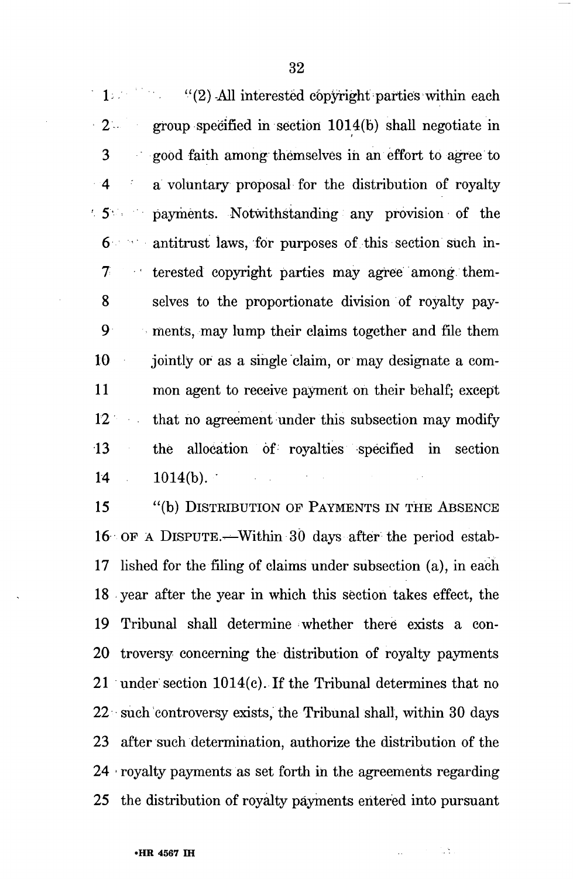"(2) All interested copyright parties within each group specified in section 1014(b) shall negotiate in good faith among themselves in an effort to agree to a voluntary proposal for the distribution of royalty payments. Notwithstanding any provision of the antitrust laws, for purposes of this section such interested copyright parties may agree among themselves to the proportionate division of royalty payments, may lump their claims together and file them jointly or as a single claim, or may designate a common agent to receive payment on their behalf; except that no agreement under this subsection may modify the allocation of royalties specified in section 1014(b).

"(b) DISTRIBUTION OF PAYMENTS IN THE ABSENCE OF A DISPUTE.—Within 30 days after the period established for the filing of claims under subsection (a), in each year after the year in which this section takes effect, the Tribunal shall determine whether there exists a controversy concerning the distribution of royalty payments under section 1014(c). If the Tribunal determines that no such controversy exists, the Tribunal shall, within 30 days after such determination, authorize the distribution of the royalty payments as set forth in the agreements regarding the distribution of royalty payments entered into pursuant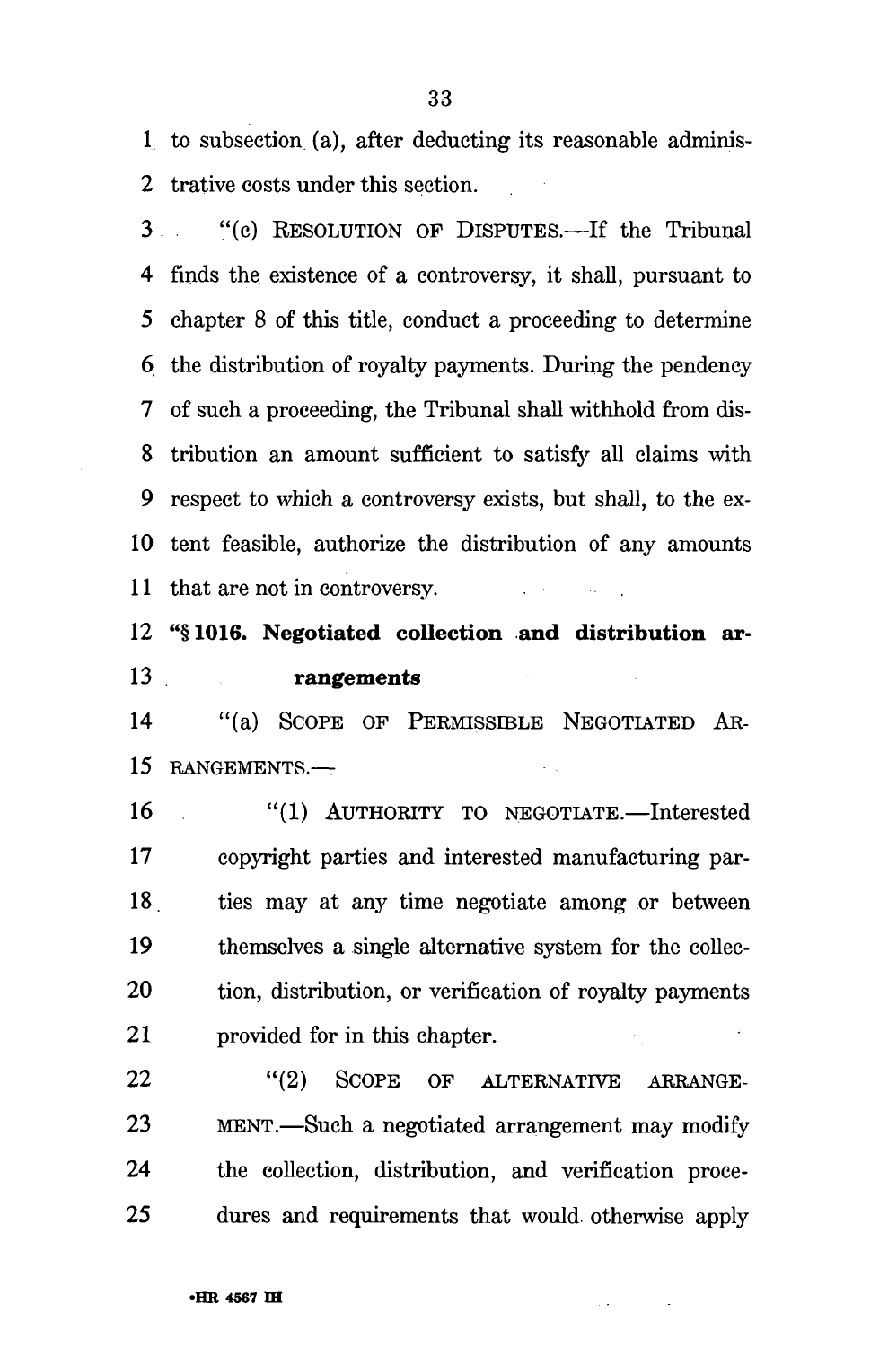to subsection (a), after deducting its reasonable administrative costs under this section.

"(c) RESOLUTION OF DISPUTES.—If the Tribunal finds the existence of a controversy, it shall, pursuant to chapter 8 of this title, conduct a proceeding to determine the distribution of royalty payments. During the pendency of such a proceeding, the Tribunal shall withhold from distribution an amount sufficient to satisfy all claims with respect to which a controversy exists, but shall, to the extent feasible, authorize the distribution of any amounts that are not in controversy.

**"§ 1016. Negotiated collection and distribution arrangements**

"(a) SCOPE OF PERMISSIBLE NEGOTIATED ARRANGEMENTS.—

"(1) AUTHORITY TO NEGOTIATE.—Interested copyright parties and interested manufacturing parties may at any time negotiate among or between themselves a single alternative system for the collection, distribution, or verification of royalty payments provided for in this chapter.

"(2) SCOPE OF ALTERNATIVE ARRANGEMENT.—Such a negotiated arrangement may modify the collection, distribution, and verification procedures and requirements that would otherwise apply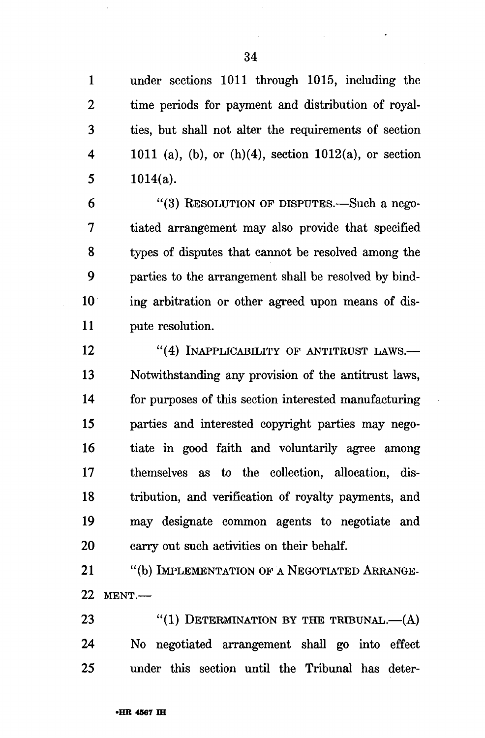under sections 1011 through 1015, including the time periods for payment and distribution of royalties, but shall not alter the requirements of section 1011 (a), (b), or (h)(4), section 1012(a), or section 1014(a).

"(3) RESOLUTION OF DISPUTES.—Such a negotiated arrangement may also provide that specified types of disputes that cannot be resolved among the parties to the arrangement shall be resolved by binding arbitration or other agreed upon means of dispute resolution.

"(4) INAPPLICABILITY OF ANTITRUST LAWS.—Notwithstanding any provision of the antitrust laws, for purposes of this section interested manufacturing parties and interested copyright parties may negotiate in good faith and voluntarily agree among themselves as to the collection, allocation, distribution, and verification of royalty payments, and may designate common agents to negotiate and carry out such activities on their behalf.

"(b) IMPLEMENTATION OF A NEGOTIATED ARRANGEMENT.—

"(1) DETERMINATION BY THE TRIBUNAL.—(A) No negotiated arrangement shall go into effect under this section until the Tribunal has deter-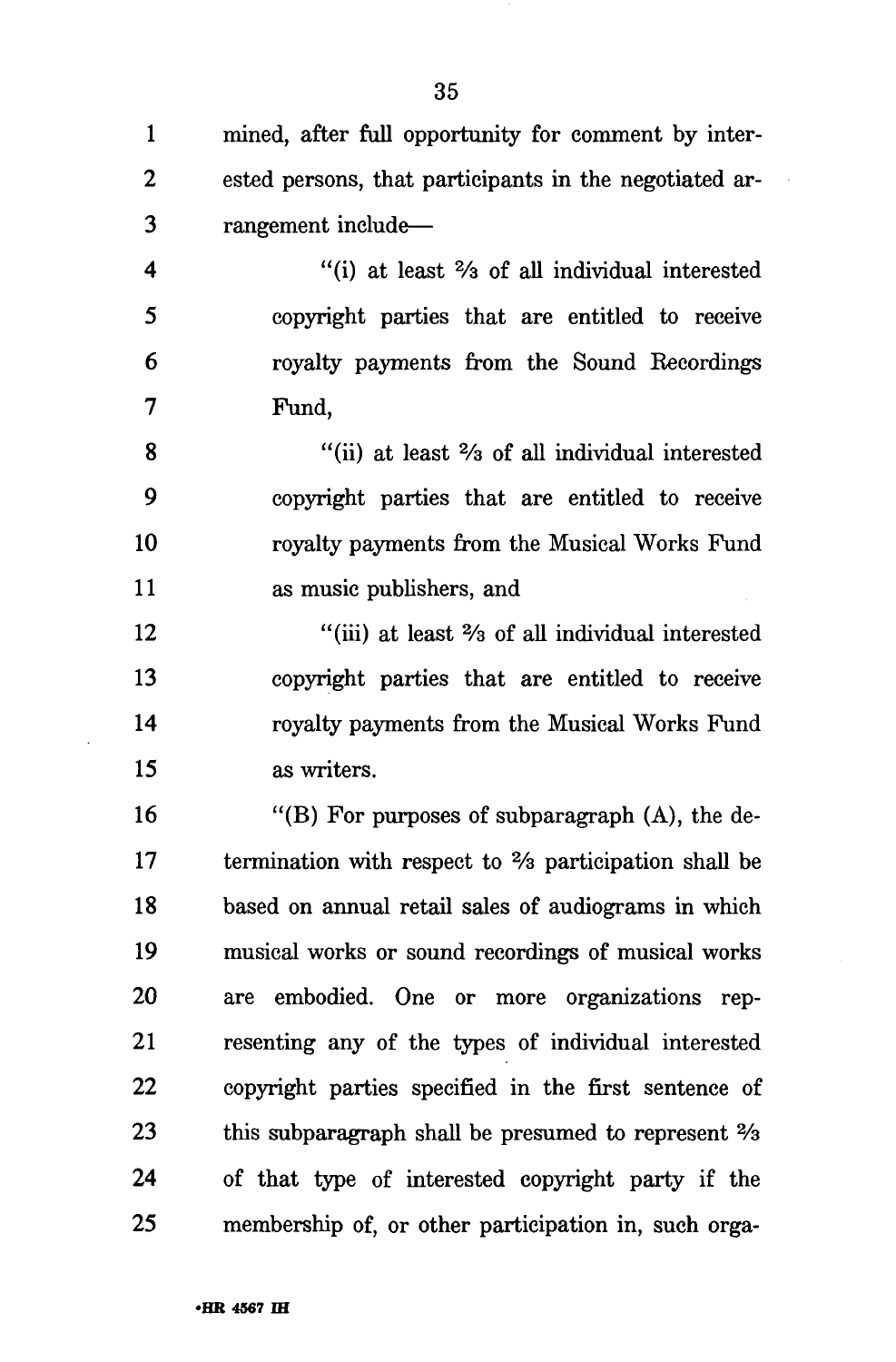mined, after full opportunity for comment by interested persons, that participants in the negotiated arrangement include—

"(i) at least ⅔ of all individual interested copyright parties that are entitled to receive royalty payments from the Sound Recordings Fund,

"(ii) at least ⅔ of all individual interested copyright parties that are entitled to receive royalty payments from the Musical Works Fund as music publishers, and

"(iii) at least ⅔ of all individual interested copyright parties that are entitled to receive royalty payments from the Musical Works Fund as writers.

"(B) For purposes of subparagraph (A), the determination with respect to ⅔ participation shall be based on annual retail sales of audiograms in which musical works or sound recordings of musical works are embodied. One or more organizations representing any of the types of individual interested copyright parties specified in the first sentence of this subparagraph shall be presumed to represent ⅔ of that type of interested copyright party if the membership of, or other participation in, such orga-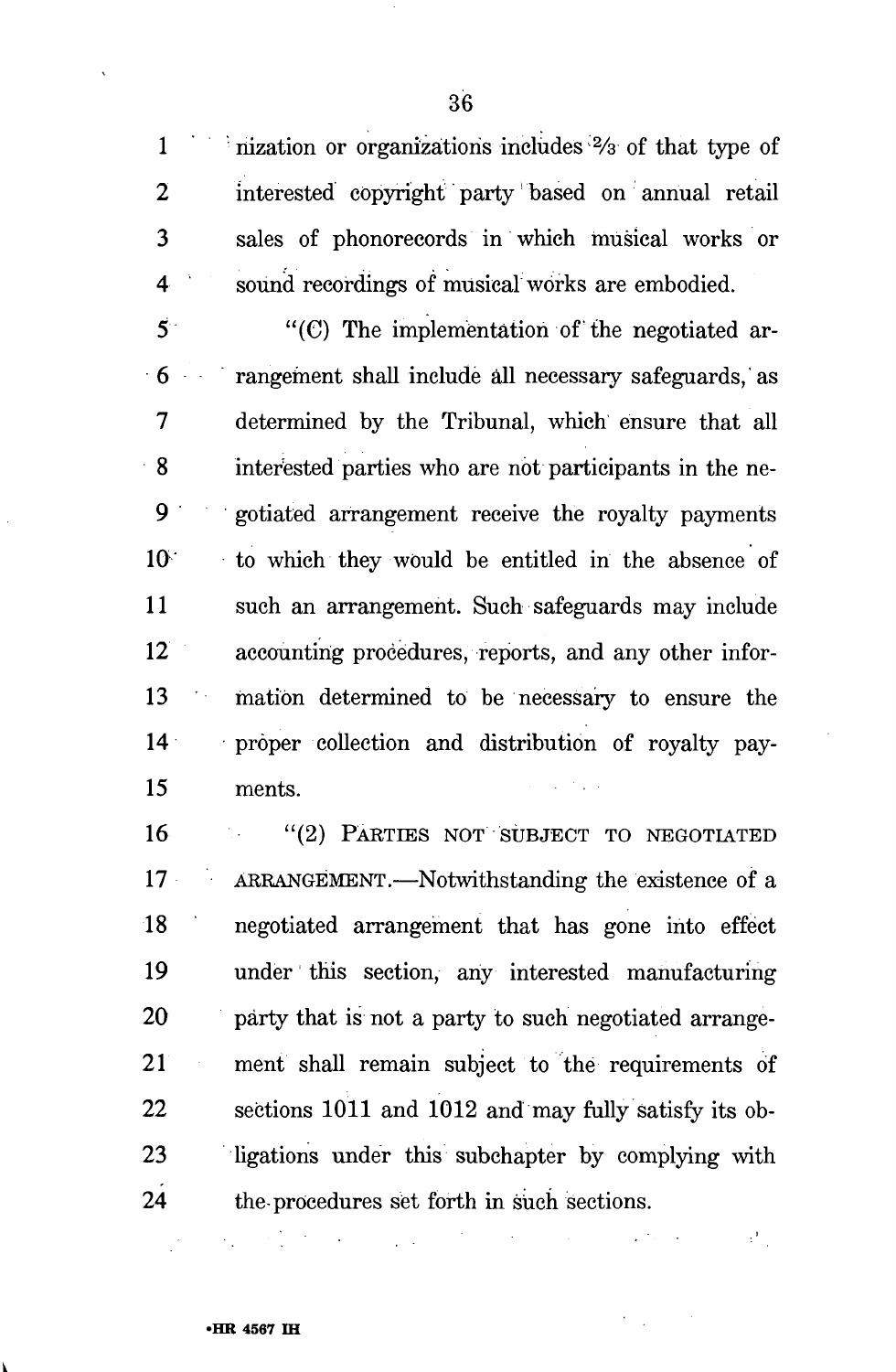nization or organizations includes ⅔ of that type of interested copyright party based on annual retail sales of phonorecords in which musical works or sound recordings of musical works are embodied.

"(C) The implementation of the negotiated arrangement shall include all necessary safeguards, as determined by the Tribunal, which ensure that all interested parties who are not participants in the negotiated arrangement receive the royalty payments to which they would be entitled in the absence of such an arrangement. Such safeguards may include accounting procedures, reports, and any other information determined to be necessary to ensure the proper collection and distribution of royalty payments.

"(2) PARTIES NOT SUBJECT TO NEGOTIATED ARRANGEMENT.—Notwithstanding the existence of a negotiated arrangement that has gone into effect under this section, any interested manufacturing party that is not a party to such negotiated arrangement shall remain subject to the requirements of sections 1011 and 1012 and may fully satisfy its obligations under this subchapter by complying with the procedures set forth in such sections.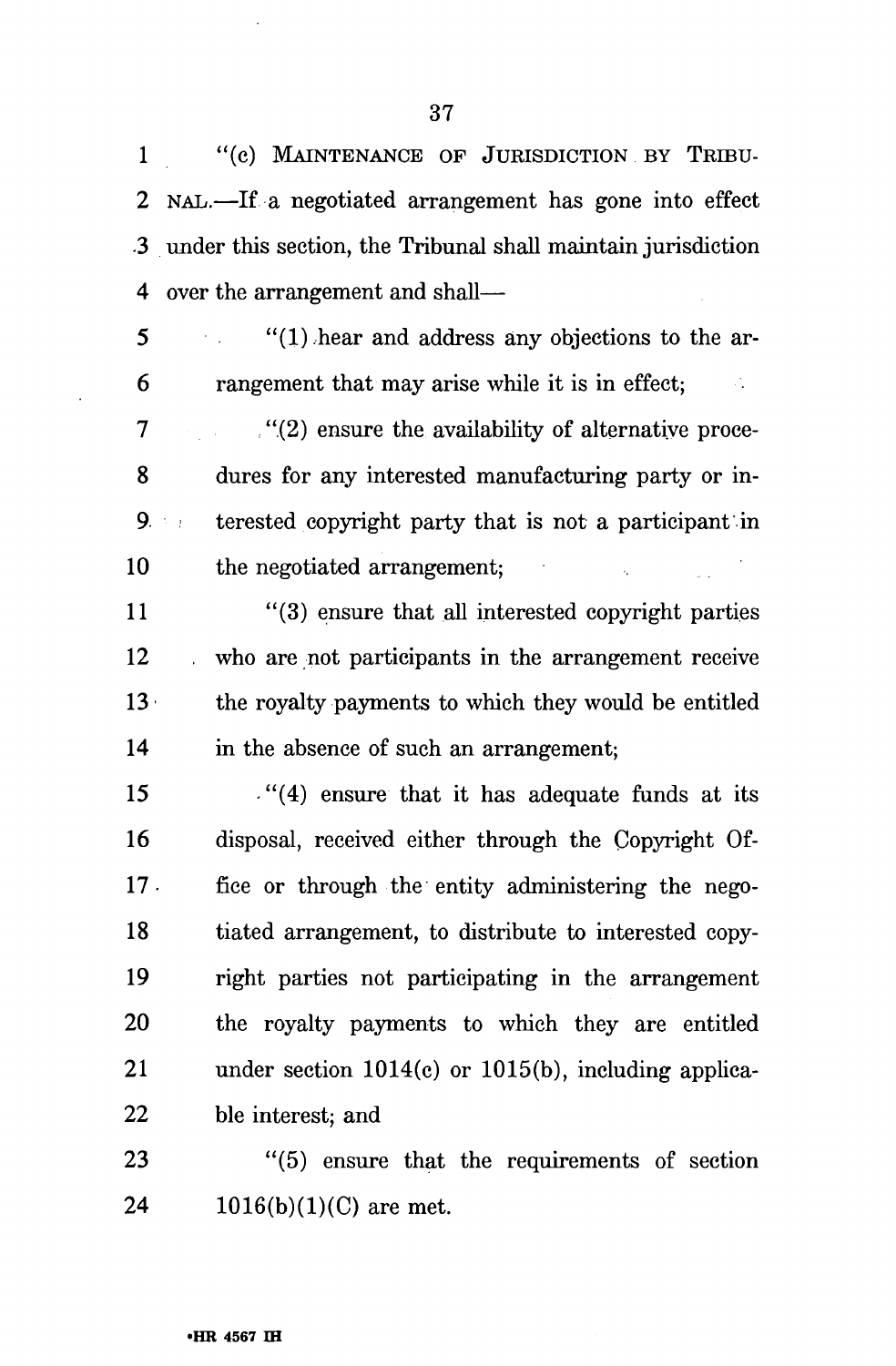"(c) MAINTENANCE OF JURISDICTION BY TRIBUNAL.—If a negotiated arrangement has gone into effect under this section, the Tribunal shall maintain jurisdiction over the arrangement and shall—

"(1) hear and address any objections to the arrangement that may arise while it is in effect;

"(2) ensure the availability of alternative procedures for any interested manufacturing party or interested copyright party that is not a participant in the negotiated arrangement;

"(3) ensure that all interested copyright parties who are not participants in the arrangement receive the royalty payments to which they would be entitled in the absence of such an arrangement;

"(4) ensure that it has adequate funds at its disposal, received either through the Copyright Office or through the entity administering the negotiated arrangement, to distribute to interested copyright parties not participating in the arrangement the royalty payments to which they are entitled under section 1014(c) or 1015(b), including applicable interest; and

"(5) ensure that the requirements of section 1016(b)(1)(C) are met.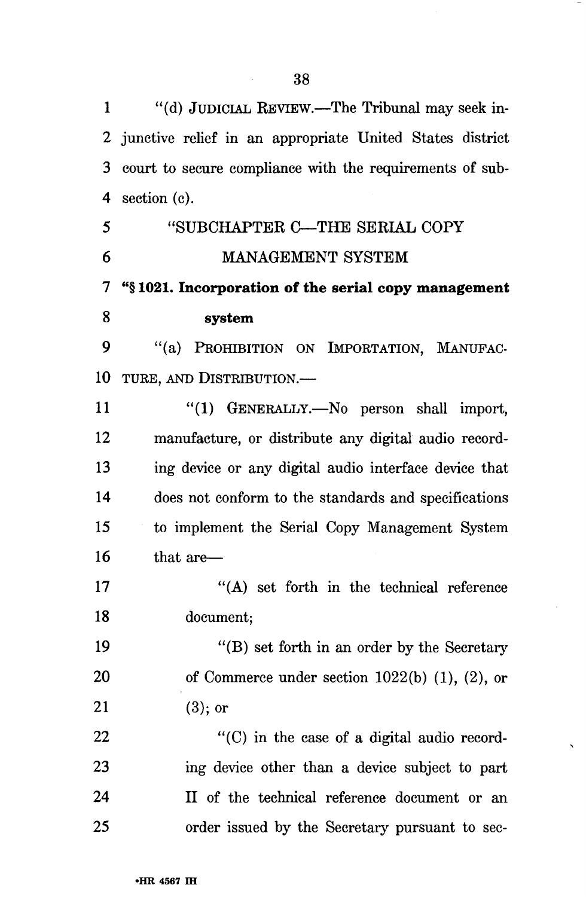"(d) JUDICIAL REVIEW.—The Tribunal may seek injunctive relief in an appropriate United States district court to secure compliance with the requirements of subsection (c).

"SUBCHAPTER C—THE SERIAL COPY MANAGEMENT SYSTEM

**"§ 1021. Incorporation of the serial copy management system**

"(a) PROHIBITION ON IMPORTATION, MANUFACTURE, AND DISTRIBUTION.—

"(1) GENERALLY.—No person shall import, manufacture, or distribute any digital audio recording device or any digital audio interface device that does not conform to the standards and specifications to implement the Serial Copy Management System that are—

"(A) set forth in the technical reference document;

"(B) set forth in an order by the Secretary of Commerce under section 1022(b) (1), (2), or (3); or

"(C) in the case of a digital audio recording device other than a device subject to part II of the technical reference document or an order issued by the Secretary pursuant to sec-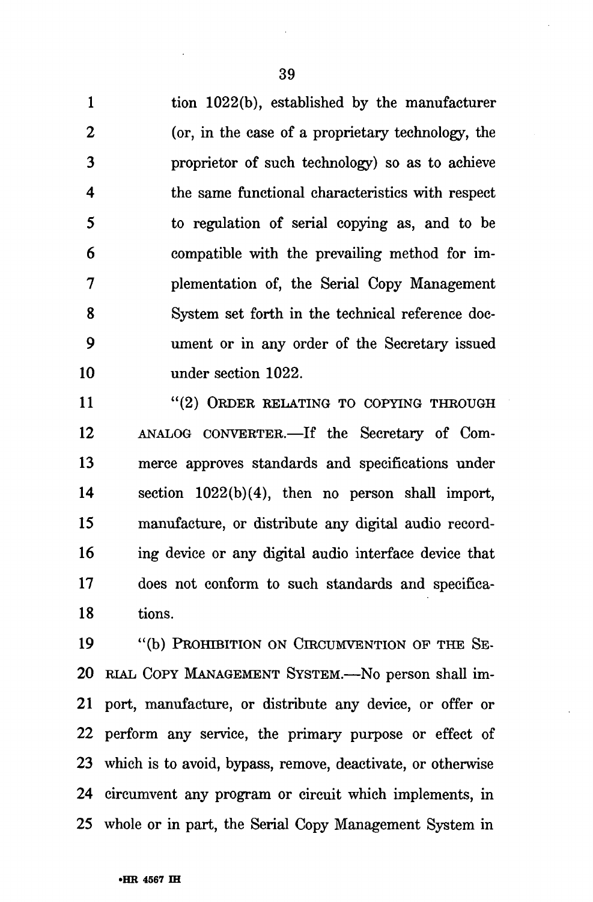tion 1022(b), established by the manufacturer (or, in the case of a proprietary technology, the proprietor of such technology) so as to achieve the same functional characteristics with respect to regulation of serial copying as, and to be compatible with the prevailing method for implementation of, the Serial Copy Management System set forth in the technical reference document or in any order of the Secretary issued under section 1022.

"(2) ORDER RELATING TO COPYING THROUGH ANALOG CONVERTER.—If the Secretary of Commerce approves standards and specifications under section 1022(b)(4), then no person shall import, manufacture, or distribute any digital audio recording device or any digital audio interface device that does not conform to such standards and specifications.

"(b) PROHIBITION ON CIRCUMVENTION OF THE SERIAL COPY MANAGEMENT SYSTEM.—No person shall import, manufacture, or distribute any device, or offer or perform any service, the primary purpose or effect of which is to avoid, bypass, remove, deactivate, or otherwise circumvent any program or circuit which implements, in whole or in part, the Serial Copy Management System in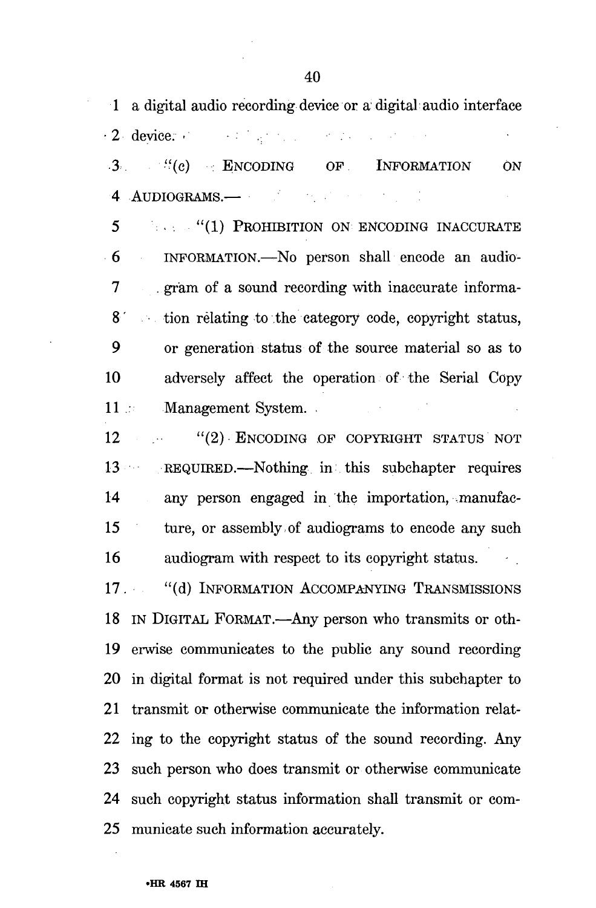a digital audio recording device or a digital audio interface device.

"(c) ENCODING OF INFORMATION ON AUDIOGRAMS.—

"(1) PROHIBITION ON ENCODING INACCURATE INFORMATION.—No person shall encode an audiogram of a sound recording with inaccurate information relating to the category code, copyright status, or generation status of the source material so as to adversely affect the operation of the Serial Copy Management System.

"(2) ENCODING OF COPYRIGHT STATUS NOT REQUIRED.—Nothing in this subchapter requires any person engaged in the importation, manufacture, or assembly of audiograms to encode any such audiogram with respect to its copyright status.

"(d) INFORMATION ACCOMPANYING TRANSMISSIONS IN DIGITAL FORMAT.—Any person who transmits or otherwise communicates to the public any sound recording in digital format is not required under this subchapter to transmit or otherwise communicate the information relating to the copyright status of the sound recording. Any such person who does transmit or otherwise communicate such copyright status information shall transmit or communicate such information accurately.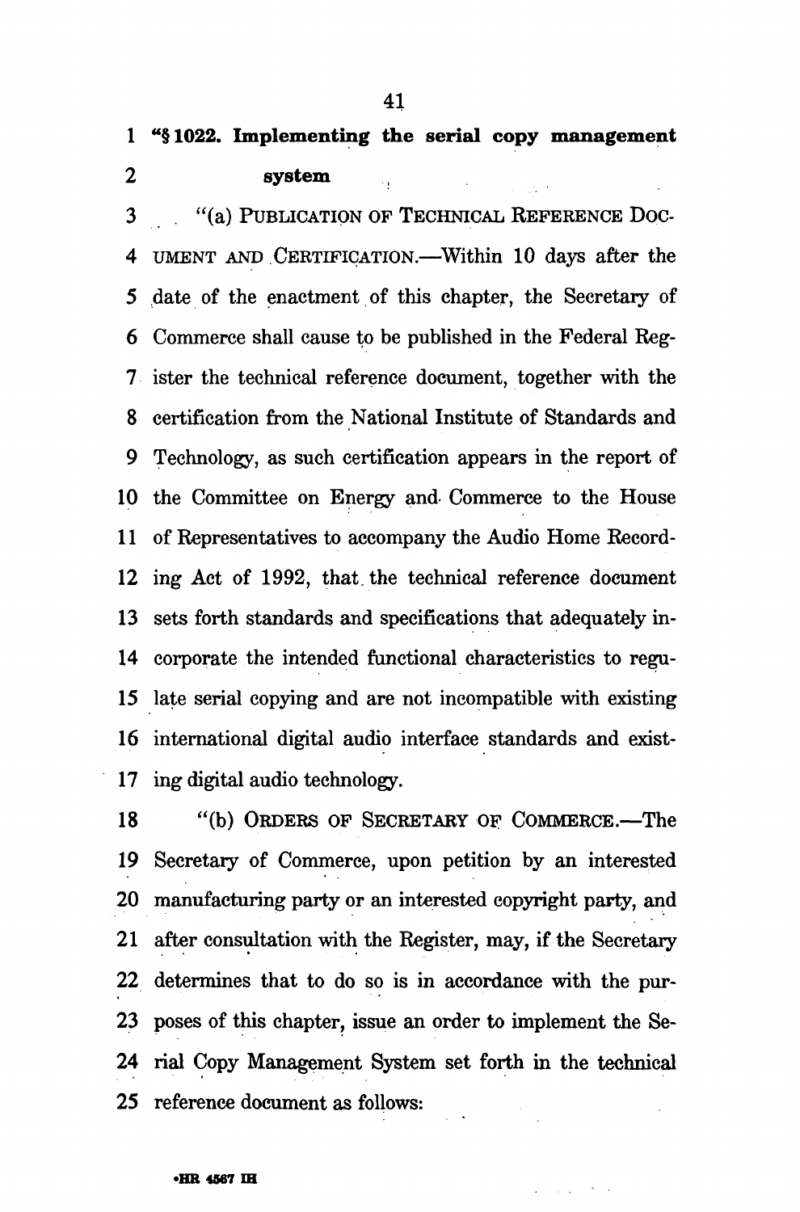**"§ 1022. Implementing the serial copy management system**

"(a) PUBLICATION OF TECHNICAL REFERENCE DOCUMENT AND CERTIFICATION.—Within 10 days after the date of the enactment of this chapter, the Secretary of Commerce shall cause to be published in the Federal Register the technical reference document, together with the certification from the National Institute of Standards and Technology, as such certification appears in the report of the Committee on Energy and Commerce to the House of Representatives to accompany the Audio Home Recording Act of 1992, that the technical reference document sets forth standards and specifications that adequately incorporate the intended functional characteristics to regulate serial copying and are not incompatible with existing international digital audio interface standards and existing digital audio technology.

"(b) ORDERS OF SECRETARY OF COMMERCE.—The Secretary of Commerce, upon petition by an interested manufacturing party or an interested copyright party, and after consultation with the Register, may, if the Secretary determines that to do so is in accordance with the purposes of this chapter, issue an order to implement the Serial Copy Management System set forth in the technical reference document as follows: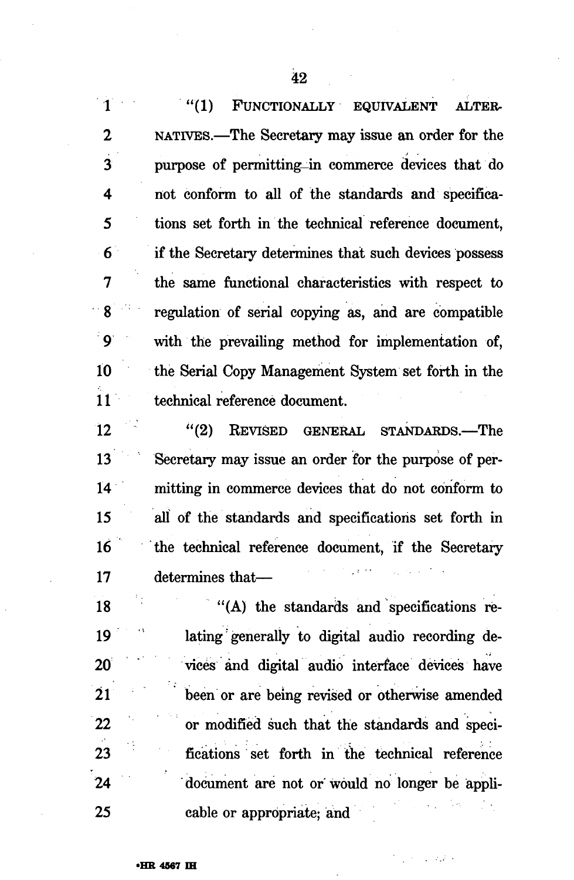"(1) FUNCTIONALLY EQUIVALENT ALTERNATIVES.—The Secretary may issue an order for the purpose of permitting in commerce devices that do not conform to all of the standards and specifications set forth in the technical reference document, if the Secretary determines that such devices possess the same functional characteristics with respect to regulation of serial copying as, and are compatible with the prevailing method for implementation of, the Serial Copy Management System set forth in the technical reference document.

"(2) REVISED GENERAL STANDARDS.—The Secretary may issue an order for the purpose of permitting in commerce devices that do not conform to all of the standards and specifications set forth in the technical reference document, if the Secretary determines that—

"(A) the standards and specifications relating generally to digital audio recording devices and digital audio interface devices have been or are being revised or otherwise amended or modified such that the standards and specifications set forth in the technical reference document are not or would no longer be applicable or appropriate; and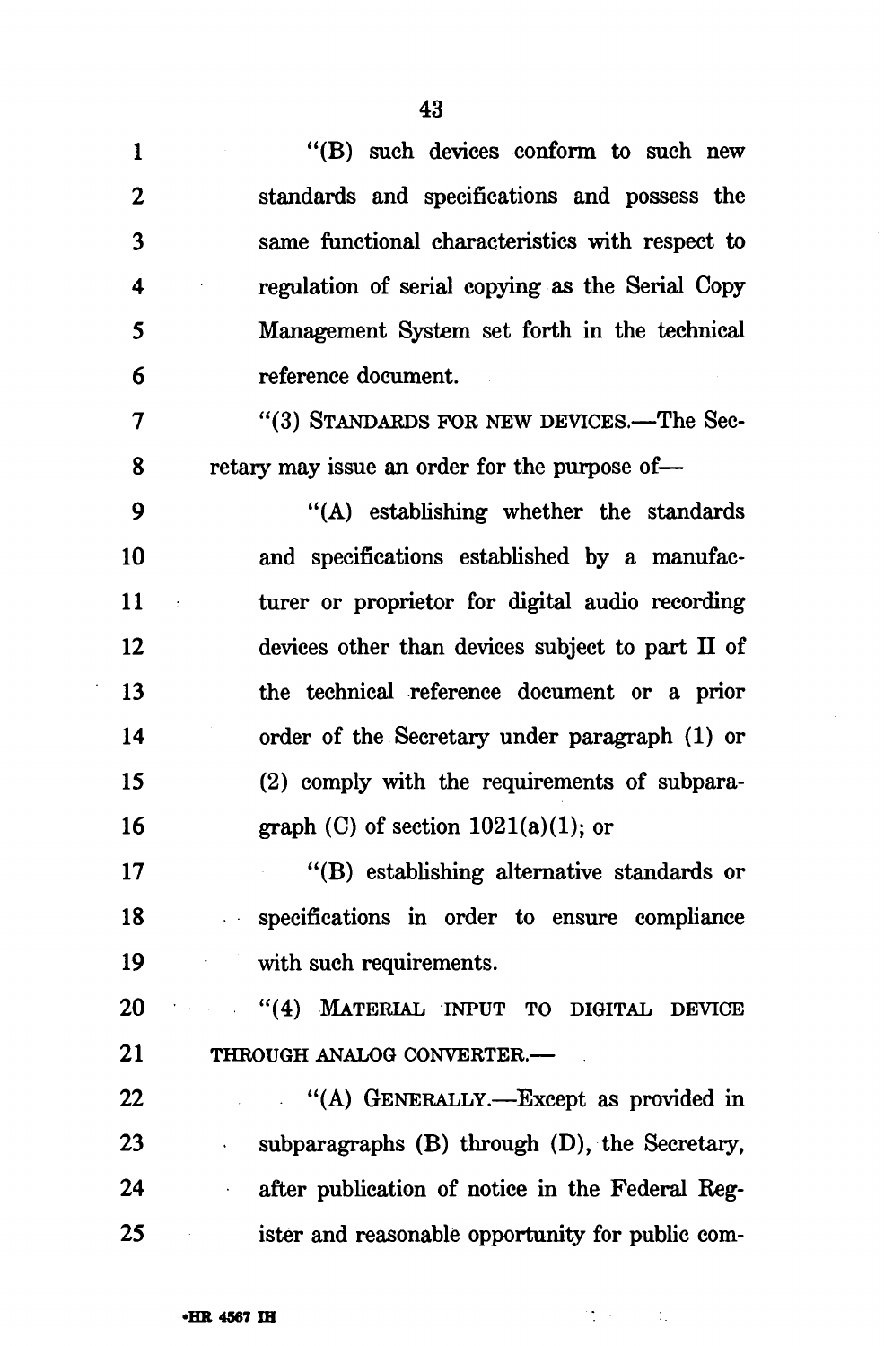"(B) such devices conform to such new standards and specifications and possess the same functional characteristics with respect to regulation of serial copying as the Serial Copy Management System set forth in the technical reference document.

"(3) STANDARDS FOR NEW DEVICES.—The Secretary may issue an order for the purpose of—

"(A) establishing whether the standards and specifications established by a manufacturer or proprietor for digital audio recording devices other than devices subject to part II of the technical reference document or a prior order of the Secretary under paragraph (1) or (2) comply with the requirements of subparagraph (C) of section 1021(a)(1); or

"(B) establishing alternative standards or specifications in order to ensure compliance with such requirements.

"(4) MATERIAL INPUT TO DIGITAL DEVICE THROUGH ANALOG CONVERTER.—

"(A) GENERALLY.—Except as provided in subparagraphs (B) through (D), the Secretary, after publication of notice in the Federal Register and reasonable opportunity for public com-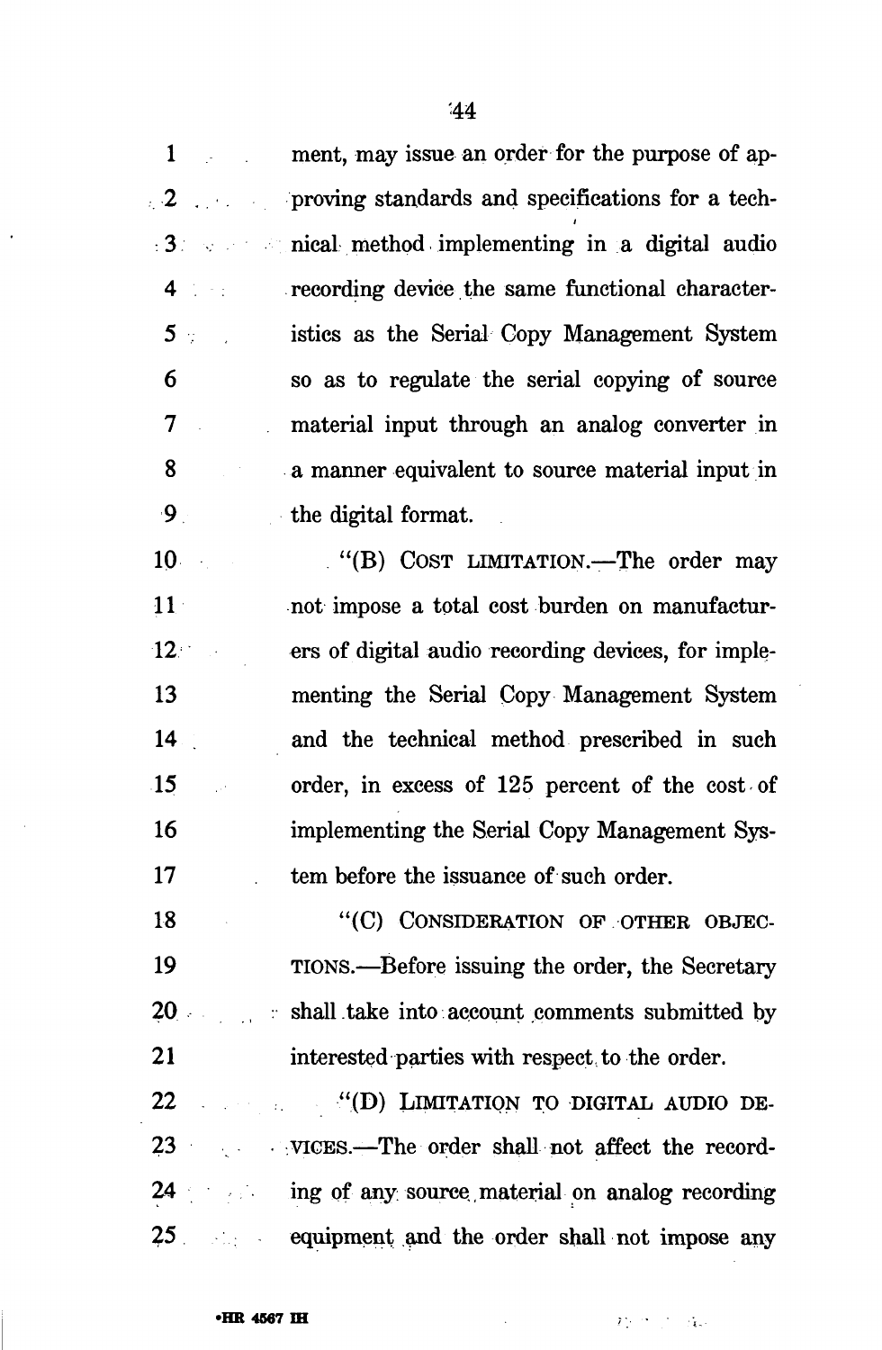ment, may issue an order for the purpose of approving standards and specifications for a technical method implementing in a digital audio recording device the same functional characteristics as the Serial Copy Management System so as to regulate the serial copying of source material input through an analog converter in a manner equivalent to source material input in the digital format.

"(B) COST LIMITATION.—The order may not impose a total cost burden on manufacturers of digital audio recording devices, for implementing the Serial Copy Management System and the technical method prescribed in such order, in excess of 125 percent of the cost of implementing the Serial Copy Management System before the issuance of such order.

"(C) CONSIDERATION OF OTHER OBJECTIONS.—Before issuing the order, the Secretary shall take into account comments submitted by interested parties with respect to the order.

"(D) LIMITATION TO DIGITAL AUDIO DEVICES.—The order shall not affect the recording of any source material on analog recording equipment and the order shall not impose any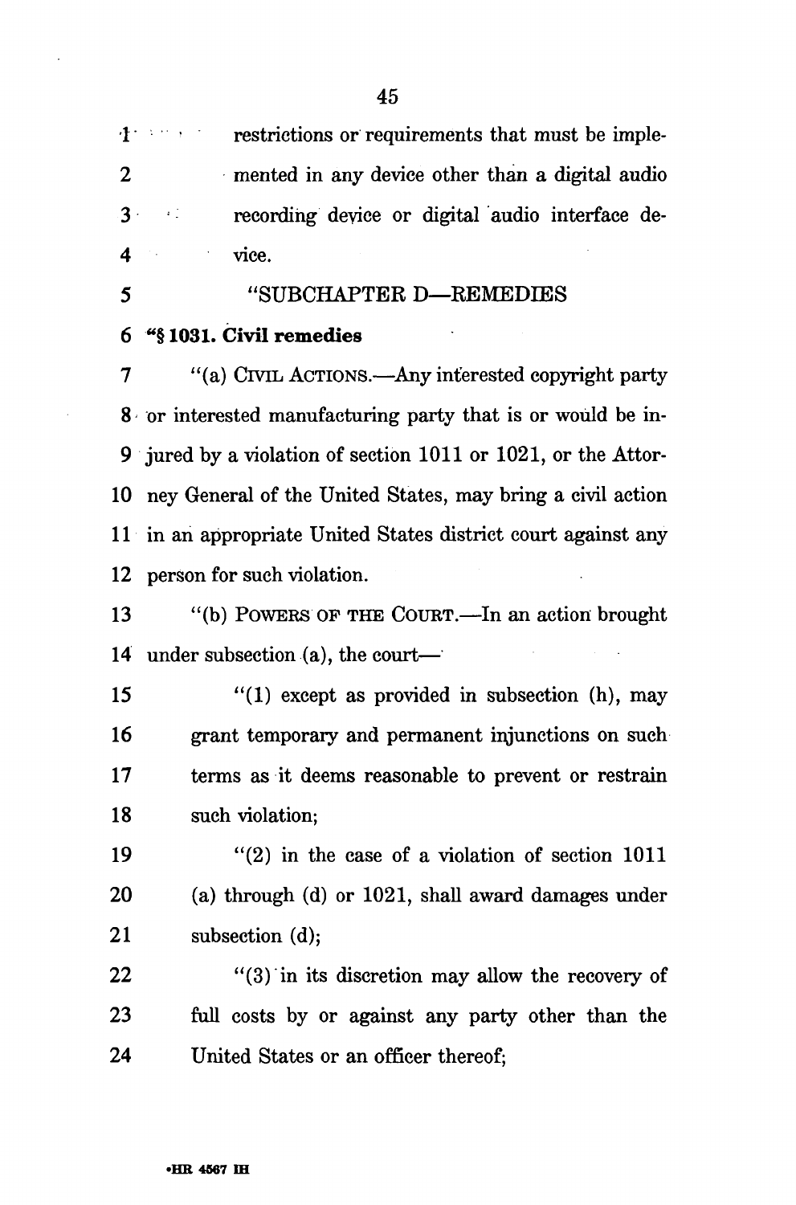restrictions or requirements that must be implemented in any device other than a digital audio recording device or digital audio interface device.

"SUBCHAPTER D—REMEDIES

**"§ 1031. Civil remedies**

"(a) CIVIL ACTIONS.—Any interested copyright party or interested manufacturing party that is or would be injured by a violation of section 1011 or 1021, or the Attorney General of the United States, may bring a civil action in an appropriate United States district court against any person for such violation.

"(b) POWERS OF THE COURT.—In an action brought under subsection (a), the court—

"(1) except as provided in subsection (h), may grant temporary and permanent injunctions on such terms as it deems reasonable to prevent or restrain such violation;

"(2) in the case of a violation of section 1011 (a) through (d) or 1021, shall award damages under subsection (d);

"(3) in its discretion may allow the recovery of full costs by or against any party other than the United States or an officer thereof;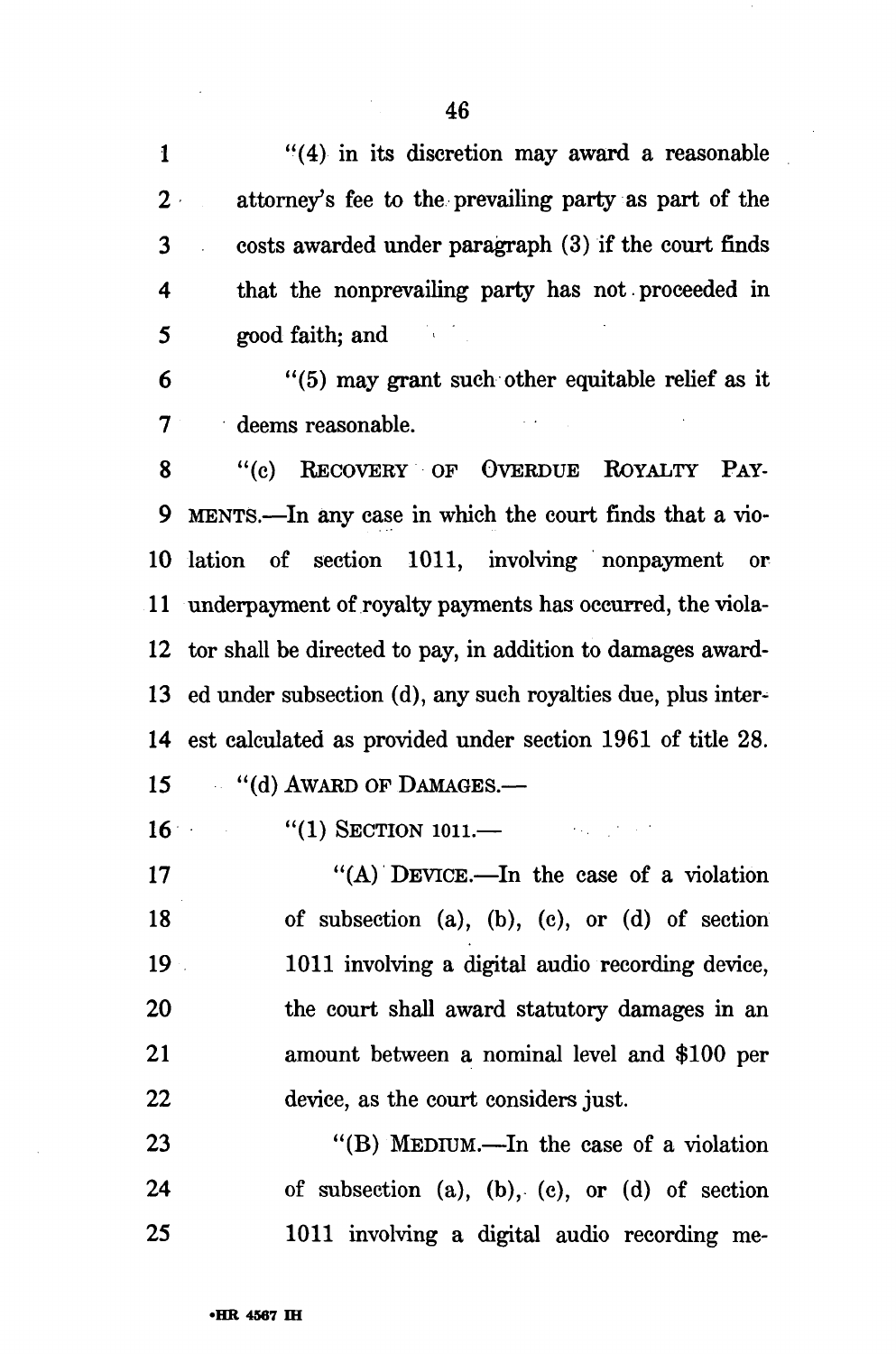"(4) in its discretion may award a reasonable attorney's fee to the prevailing party as part of the costs awarded under paragraph (3) if the court finds that the nonprevailing party has not proceeded in good faith; and

"(5) may grant such other equitable relief as it deems reasonable.

"(c) RECOVERY OF OVERDUE ROYALTY PAYMENTS.—In any case in which the court finds that a violation of section 1011, involving nonpayment or underpayment of royalty payments has occurred, the violator shall be directed to pay, in addition to damages awarded under subsection (d), any such royalties due, plus interest calculated as provided under section 1961 of title 28.

"(d) AWARD OF DAMAGES.—

"(1) SECTION 1011.—

"(A) DEVICE.—In the case of a violation of subsection (a), (b), (c), or (d) of section 1011 involving a digital audio recording device, the court shall award statutory damages in an amount between a nominal level and $100 per device, as the court considers just.

"(B) MEDIUM.—In the case of a violation of subsection (a), (b), (c), or (d) of section 1011 involving a digital audio recording me-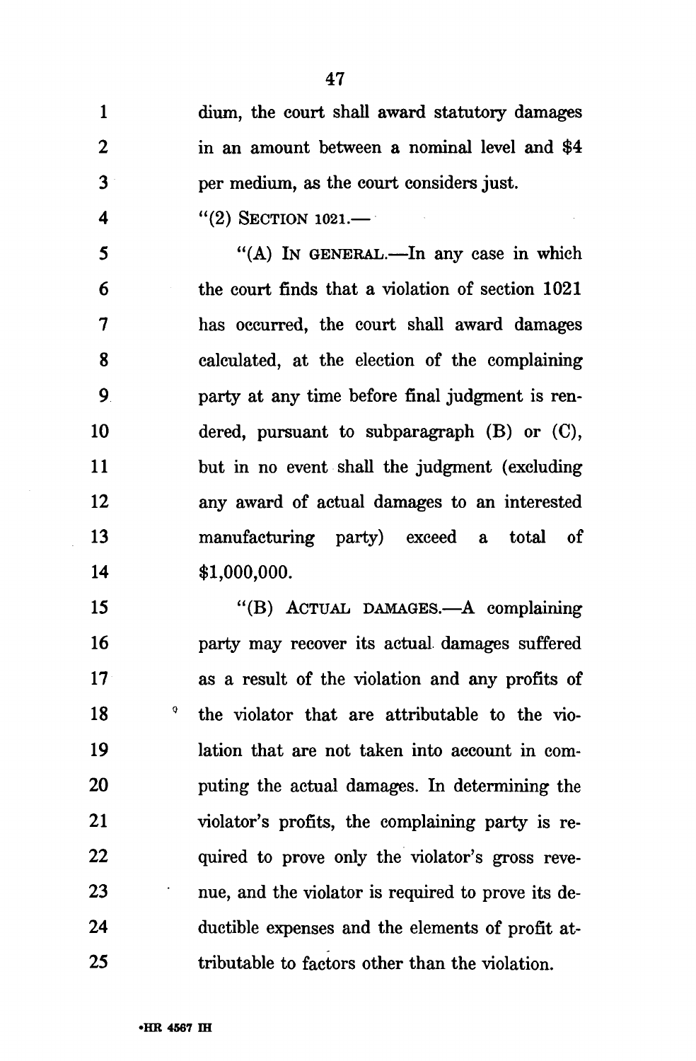dium, the court shall award statutory damages in an amount between a nominal level and $4 per medium, as the court considers just.

"(2) SECTION 1021.—

"(A) IN GENERAL.—In any case in which the court finds that a violation of section 1021 has occurred, the court shall award damages calculated, at the election of the complaining party at any time before final judgment is rendered, pursuant to subparagraph (B) or (C), but in no event shall the judgment (excluding any award of actual damages to an interested manufacturing party) exceed a total of $1,000,000.

"(B) ACTUAL DAMAGES.—A complaining party may recover its actual damages suffered as a result of the violation and any profits of the violator that are attributable to the violation that are not taken into account in computing the actual damages. In determining the violator's profits, the complaining party is required to prove only the violator's gross revenue, and the violator is required to prove its deductible expenses and the elements of profit attributable to factors other than the violation.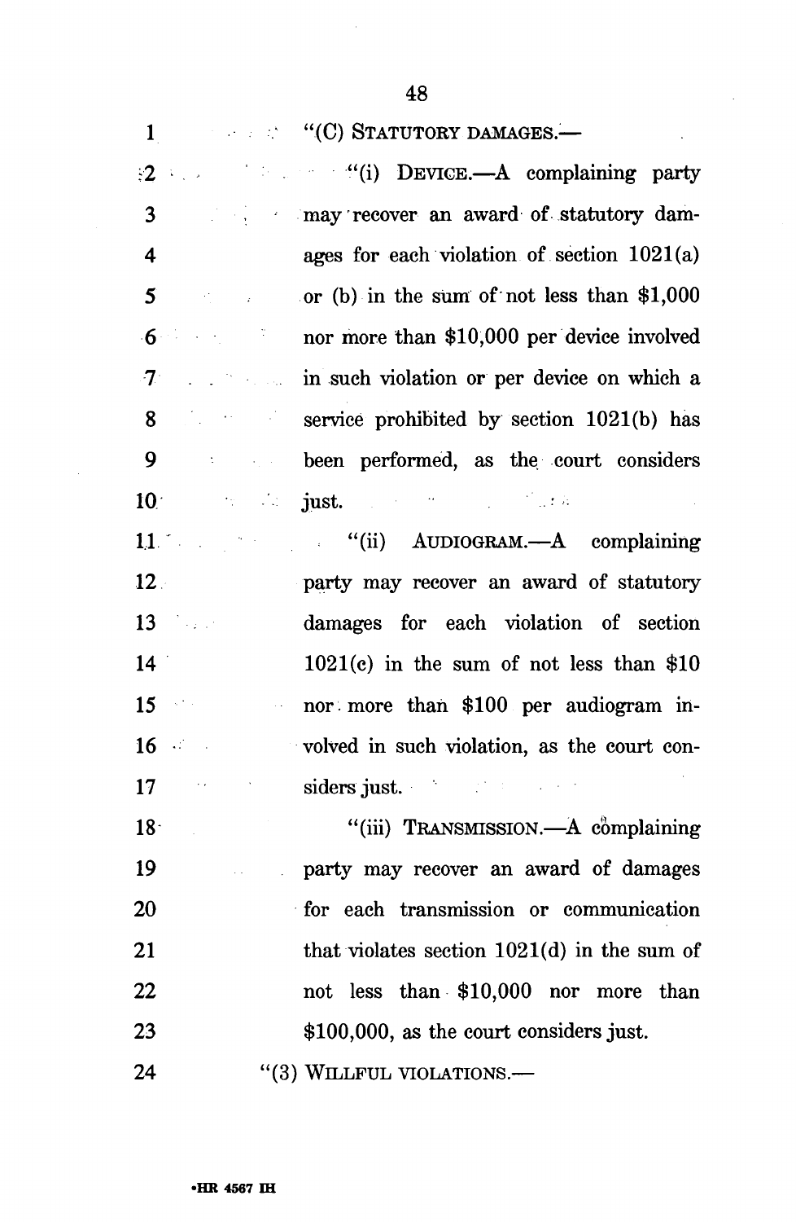"(C) STATUTORY DAMAGES.—

"(i) DEVICE.—A complaining party may recover an award of statutory damages for each violation of section 1021(a) or (b) in the sum of not less than $1,000 nor more than $10,000 per device involved in such violation or per device on which a service prohibited by section 1021(b) has been performed, as the court considers just.

"(ii) AUDIOGRAM.—A complaining party may recover an award of statutory damages for each violation of section 1021(c) in the sum of not less than $10 nor more than $100 per audiogram involved in such violation, as the court considers just.

"(iii) TRANSMISSION.—A complaining party may recover an award of damages for each transmission or communication that violates section 1021(d) in the sum of not less than $10,000 nor more than $100,000, as the court considers just.

"(3) WILLFUL VIOLATIONS.—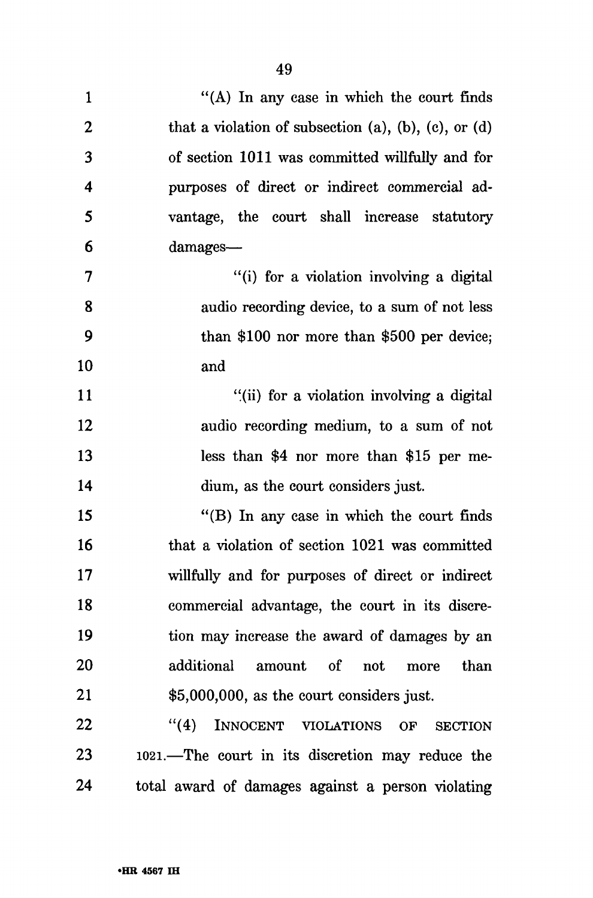"(A) In any case in which the court finds that a violation of subsection (a), (b), (c), or (d) of section 1011 was committed willfully and for purposes of direct or indirect commercial advantage, the court shall increase statutory damages—

"(i) for a violation involving a digital audio recording device, to a sum of not less than $100 nor more than $500 per device; and

"(ii) for a violation involving a digital audio recording medium, to a sum of not less than $4 nor more than $15 per medium, as the court considers just.

"(B) In any case in which the court finds that a violation of section 1021 was committed willfully and for purposes of direct or indirect commercial advantage, the court in its discretion may increase the award of damages by an additional amount of not more than $5,000,000, as the court considers just.

"(4) INNOCENT VIOLATIONS OF SECTION 1021.—The court in its discretion may reduce the total award of damages against a person violating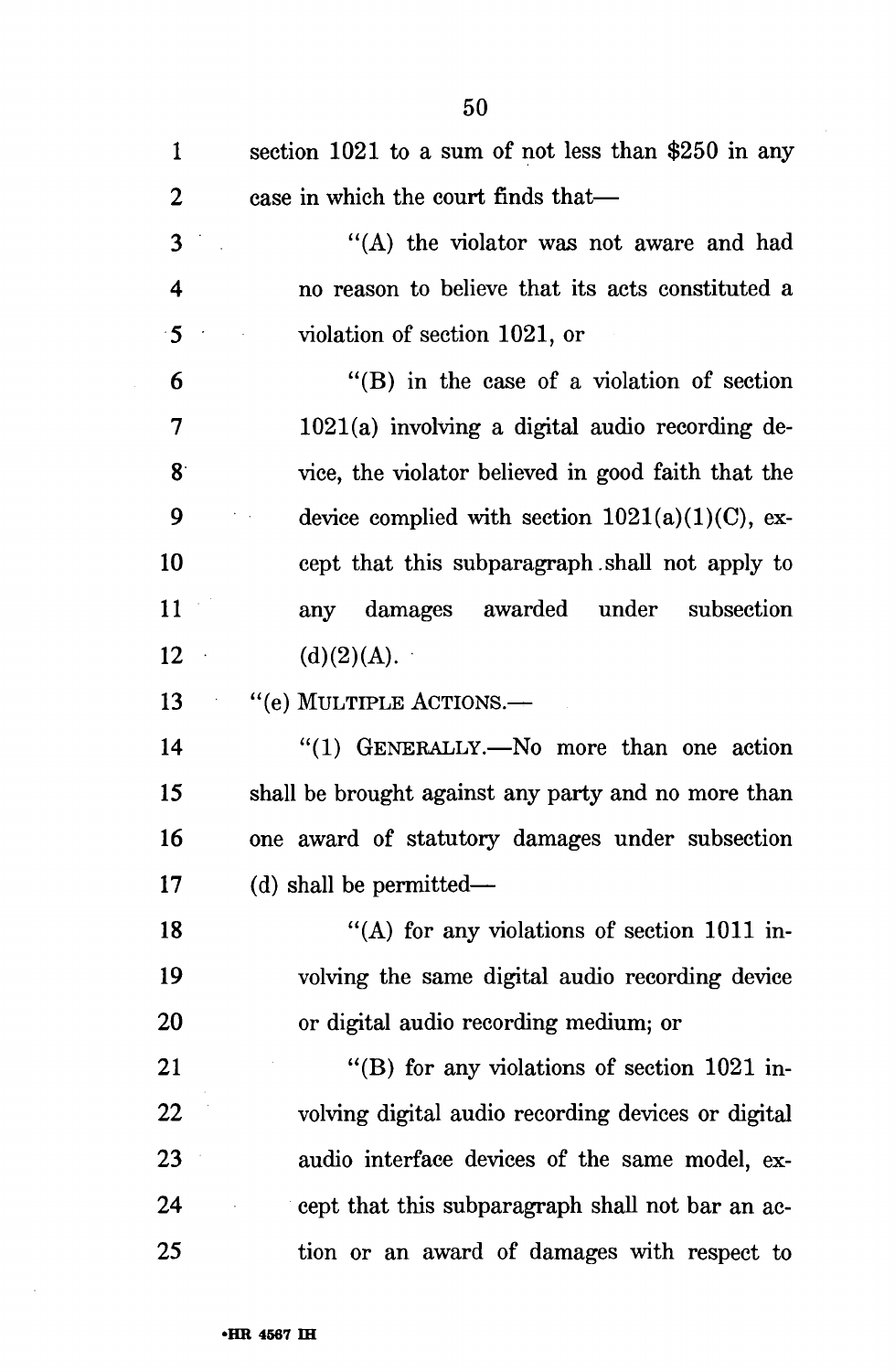section 1021 to a sum of not less than $250 in any case in which the court finds that—

"(A) the violator was not aware and had no reason to believe that its acts constituted a violation of section 1021, or

"(B) in the case of a violation of section 1021(a) involving a digital audio recording device, the violator believed in good faith that the device complied with section 1021(a)(1)(C), except that this subparagraph shall not apply to any damages awarded under subsection (d)(2)(A).

"(e) MULTIPLE ACTIONS.—

"(1) GENERALLY.—No more than one action shall be brought against any party and no more than one award of statutory damages under subsection (d) shall be permitted—

"(A) for any violations of section 1011 involving the same digital audio recording device or digital audio recording medium; or

"(B) for any violations of section 1021 involving digital audio recording devices or digital audio interface devices of the same model, except that this subparagraph shall not bar an action or an award of damages with respect to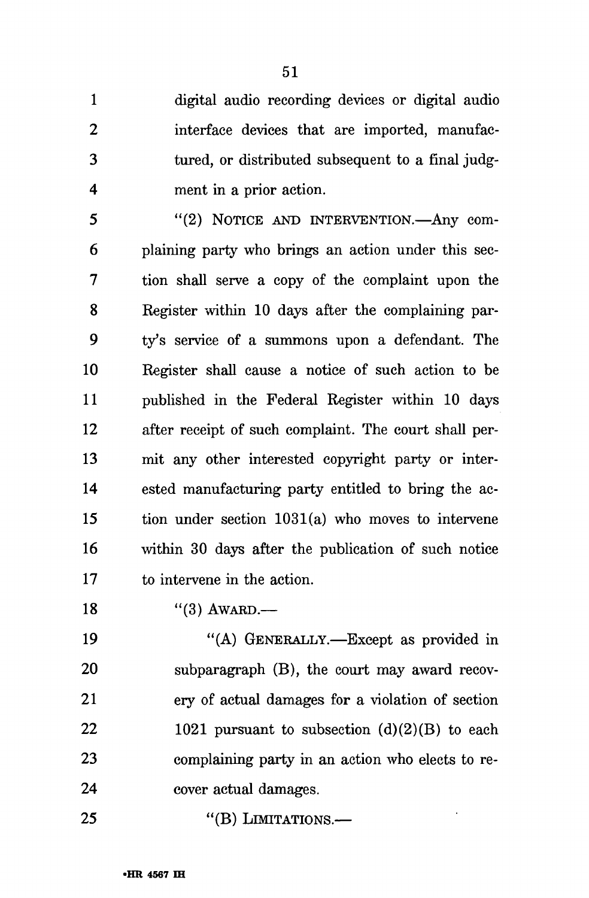digital audio recording devices or digital audio interface devices that are imported, manufactured, or distributed subsequent to a final judgment in a prior action.

"(2) NOTICE AND INTERVENTION.—Any complaining party who brings an action under this section shall serve a copy of the complaint upon the Register within 10 days after the complaining party's service of a summons upon a defendant. The Register shall cause a notice of such action to be published in the Federal Register within 10 days after receipt of such complaint. The court shall permit any other interested copyright party or interested manufacturing party entitled to bring the action under section 1031(a) who moves to intervene within 30 days after the publication of such notice to intervene in the action.

"(3) AWARD.—

"(A) GENERALLY.—Except as provided in subparagraph (B), the court may award recovery of actual damages for a violation of section 1021 pursuant to subsection (d)(2)(B) to each complaining party in an action who elects to recover actual damages.

"(B) LIMITATIONS.—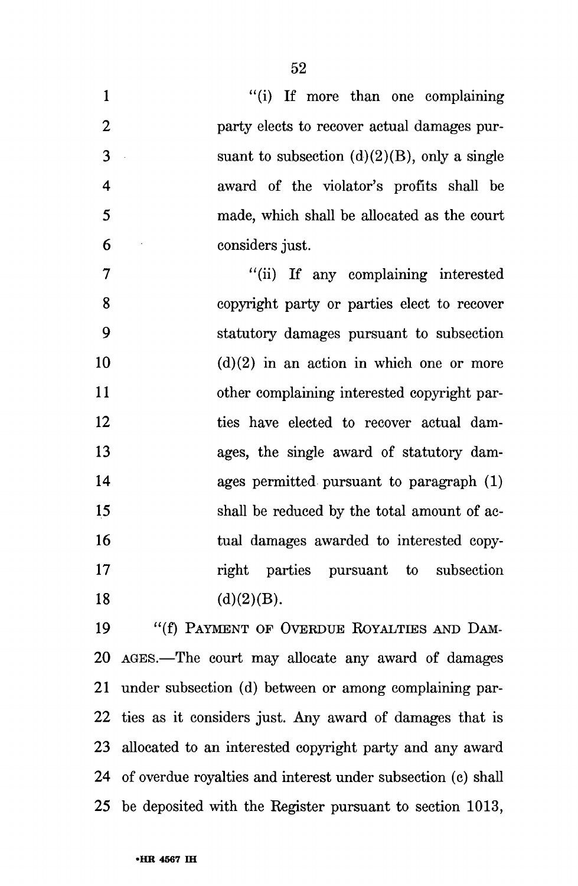"(i) If more than one complaining party elects to recover actual damages pursuant to subsection (d)(2)(B), only a single award of the violator's profits shall be made, which shall be allocated as the court considers just.

"(ii) If any complaining interested copyright party or parties elect to recover statutory damages pursuant to subsection (d)(2) in an action in which one or more other complaining interested copyright parties have elected to recover actual damages, the single award of statutory damages permitted pursuant to paragraph (1) shall be reduced by the total amount of actual damages awarded to interested copyright parties pursuant to subsection (d)(2)(B).

"(f) PAYMENT OF OVERDUE ROYALTIES AND DAMAGES.—The court may allocate any award of damages under subsection (d) between or among complaining parties as it considers just. Any award of damages that is allocated to an interested copyright party and any award of overdue royalties and interest under subsection (c) shall be deposited with the Register pursuant to section 1013,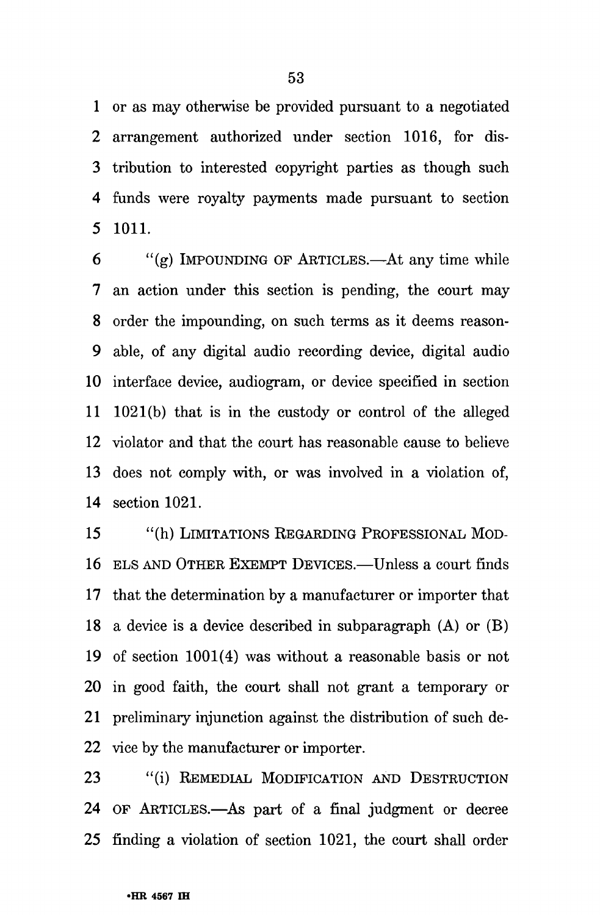or as may otherwise be provided pursuant to a negotiated arrangement authorized under section 1016, for distribution to interested copyright parties as though such funds were royalty payments made pursuant to section 1011.

"(g) IMPOUNDING OF ARTICLES.—At any time while an action under this section is pending, the court may order the impounding, on such terms as it deems reasonable, of any digital audio recording device, digital audio interface device, audiogram, or device specified in section 1021(b) that is in the custody or control of the alleged violator and that the court has reasonable cause to believe does not comply with, or was involved in a violation of, section 1021.

"(h) LIMITATIONS REGARDING PROFESSIONAL MODELS AND OTHER EXEMPT DEVICES.—Unless a court finds that the determination by a manufacturer or importer that a device is a device described in subparagraph (A) or (B) of section 1001(4) was without a reasonable basis or not in good faith, the court shall not grant a temporary or preliminary injunction against the distribution of such device by the manufacturer or importer.

"(i) REMEDIAL MODIFICATION AND DESTRUCTION OF ARTICLES.—As part of a final judgment or decree finding a violation of section 1021, the court shall order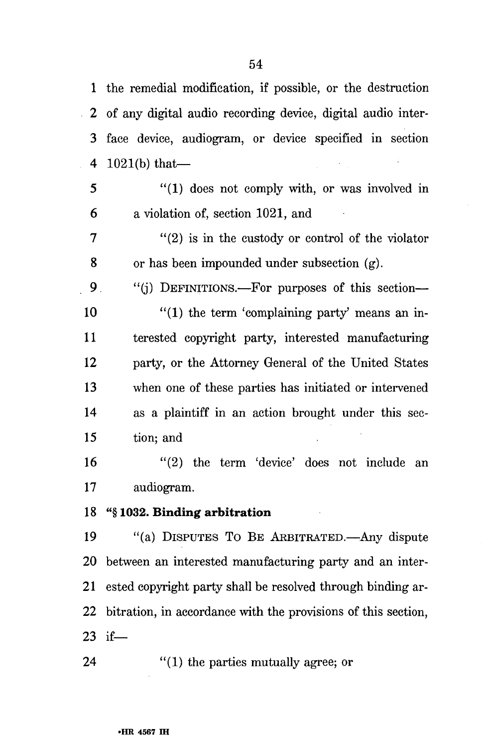the remedial modification, if possible, or the destruction of any digital audio recording device, digital audio interface device, audiogram, or device specified in section 1021(b) that—

"(1) does not comply with, or was involved in a violation of, section 1021, and

"(2) is in the custody or control of the violator or has been impounded under subsection (g).

"(j) DEFINITIONS.—For purposes of this section—

"(1) the term 'complaining party' means an interested copyright party, interested manufacturing party, or the Attorney General of the United States when one of these parties has initiated or intervened as a plaintiff in an action brought under this section; and

"(2) the term 'device' does not include an audiogram.

**"§ 1032. Binding arbitration**

"(a) DISPUTES TO BE ARBITRATED.—Any dispute between an interested manufacturing party and an interested copyright party shall be resolved through binding arbitration, in accordance with the provisions of this section, if—

"(1) the parties mutually agree; or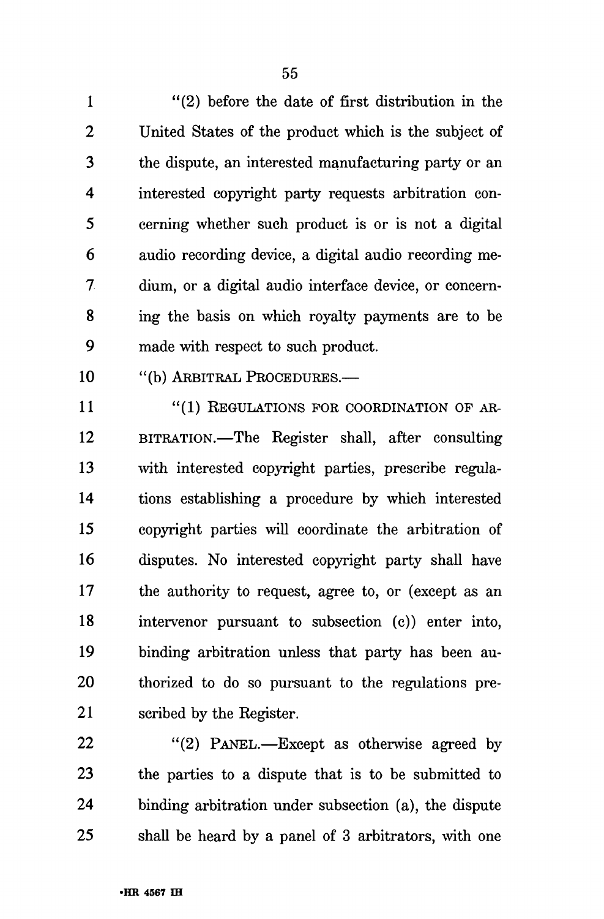"(2) before the date of first distribution in the United States of the product which is the subject of the dispute, an interested manufacturing party or an interested copyright party requests arbitration concerning whether such product is or is not a digital audio recording device, a digital audio recording medium, or a digital audio interface device, or concerning the basis on which royalty payments are to be made with respect to such product.

"(b) ARBITRAL PROCEDURES.—

"(1) REGULATIONS FOR COORDINATION OF ARBITRATION.—The Register shall, after consulting with interested copyright parties, prescribe regulations establishing a procedure by which interested copyright parties will coordinate the arbitration of disputes. No interested copyright party shall have the authority to request, agree to, or (except as an intervenor pursuant to subsection (c)) enter into, binding arbitration unless that party has been authorized to do so pursuant to the regulations prescribed by the Register.

"(2) PANEL.—Except as otherwise agreed by the parties to a dispute that is to be submitted to binding arbitration under subsection (a), the dispute shall be heard by a panel of 3 arbitrators, with one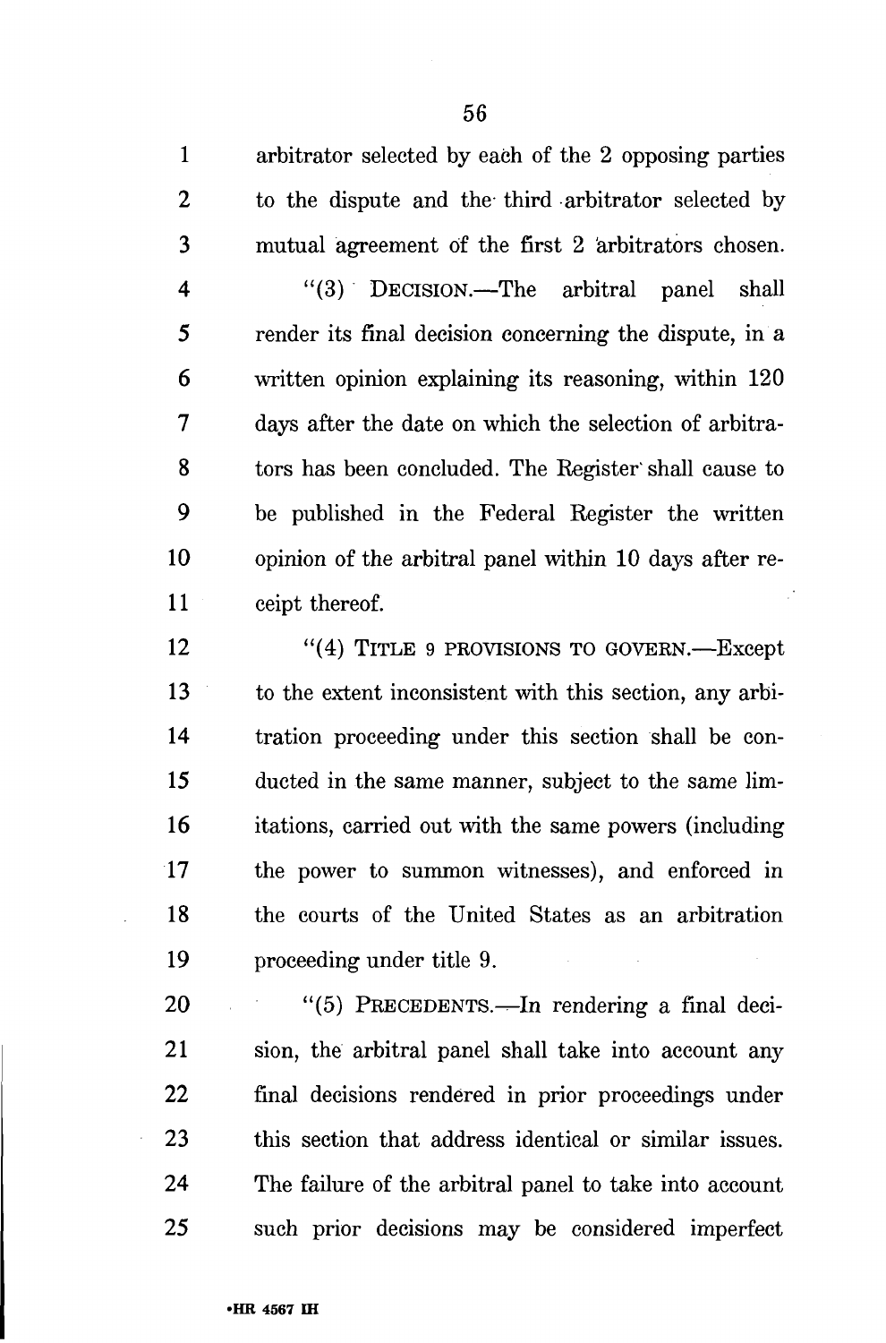arbitrator selected by each of the 2 opposing parties to the dispute and the third arbitrator selected by mutual agreement of the first 2 arbitrators chosen.

"(3) DECISION.—The arbitral panel shall render its final decision concerning the dispute, in a written opinion explaining its reasoning, within 120 days after the date on which the selection of arbitrators has been concluded. The Register shall cause to be published in the Federal Register the written opinion of the arbitral panel within 10 days after receipt thereof.

"(4) TITLE 9 PROVISIONS TO GOVERN.—Except to the extent inconsistent with this section, any arbitration proceeding under this section shall be conducted in the same manner, subject to the same limitations, carried out with the same powers (including the power to summon witnesses), and enforced in the courts of the United States as an arbitration proceeding under title 9.

"(5) PRECEDENTS.—In rendering a final decision, the arbitral panel shall take into account any final decisions rendered in prior proceedings under this section that address identical or similar issues. The failure of the arbitral panel to take into account such prior decisions may be considered imperfect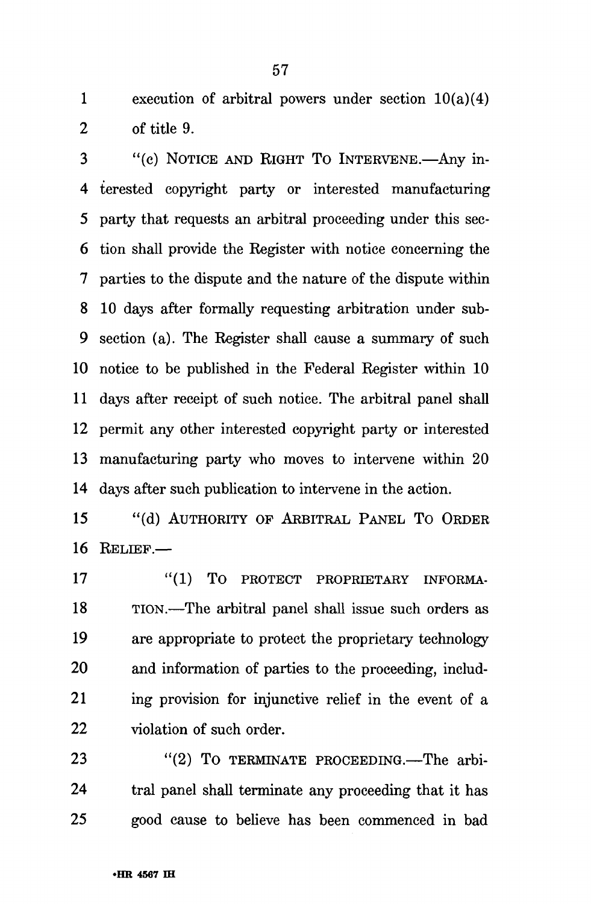execution of arbitral powers under section 10(a)(4) of title 9.

"(c) NOTICE AND RIGHT TO INTERVENE.—Any interested copyright party or interested manufacturing party that requests an arbitral proceeding under this section shall provide the Register with notice concerning the parties to the dispute and the nature of the dispute within 10 days after formally requesting arbitration under subsection (a). The Register shall cause a summary of such notice to be published in the Federal Register within 10 days after receipt of such notice. The arbitral panel shall permit any other interested copyright party or interested manufacturing party who moves to intervene within 20 days after such publication to intervene in the action.

"(d) AUTHORITY OF ARBITRAL PANEL TO ORDER RELIEF.—

"(1) TO PROTECT PROPRIETARY INFORMATION.—The arbitral panel shall issue such orders as are appropriate to protect the proprietary technology and information of parties to the proceeding, including provision for injunctive relief in the event of a violation of such order.

"(2) TO TERMINATE PROCEEDING.—The arbitral panel shall terminate any proceeding that it has good cause to believe has been commenced in bad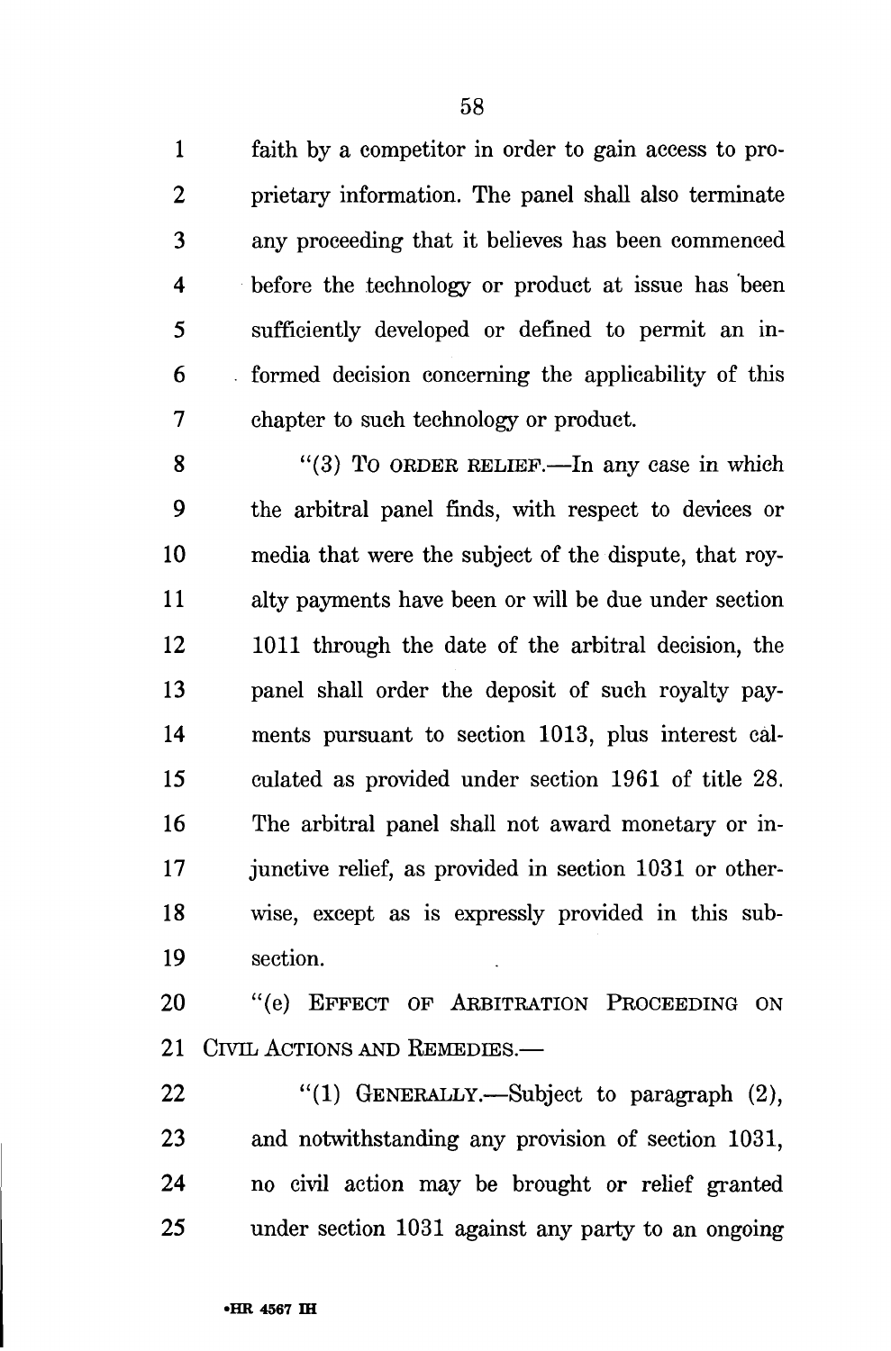faith by a competitor in order to gain access to proprietary information. The panel shall also terminate any proceeding that it believes has been commenced before the technology or product at issue has been sufficiently developed or defined to permit an informed decision concerning the applicability of this chapter to such technology or product.

"(3) TO ORDER RELIEF.—In any case in which the arbitral panel finds, with respect to devices or media that were the subject of the dispute, that royalty payments have been or will be due under section 1011 through the date of the arbitral decision, the panel shall order the deposit of such royalty payments pursuant to section 1013, plus interest calculated as provided under section 1961 of title 28. The arbitral panel shall not award monetary or injunctive relief, as provided in section 1031 or otherwise, except as is expressly provided in this subsection.

"(e) EFFECT OF ARBITRATION PROCEEDING ON CIVIL ACTIONS AND REMEDIES.—

"(1) GENERALLY.—Subject to paragraph (2), and notwithstanding any provision of section 1031, no civil action may be brought or relief granted under section 1031 against any party to an ongoing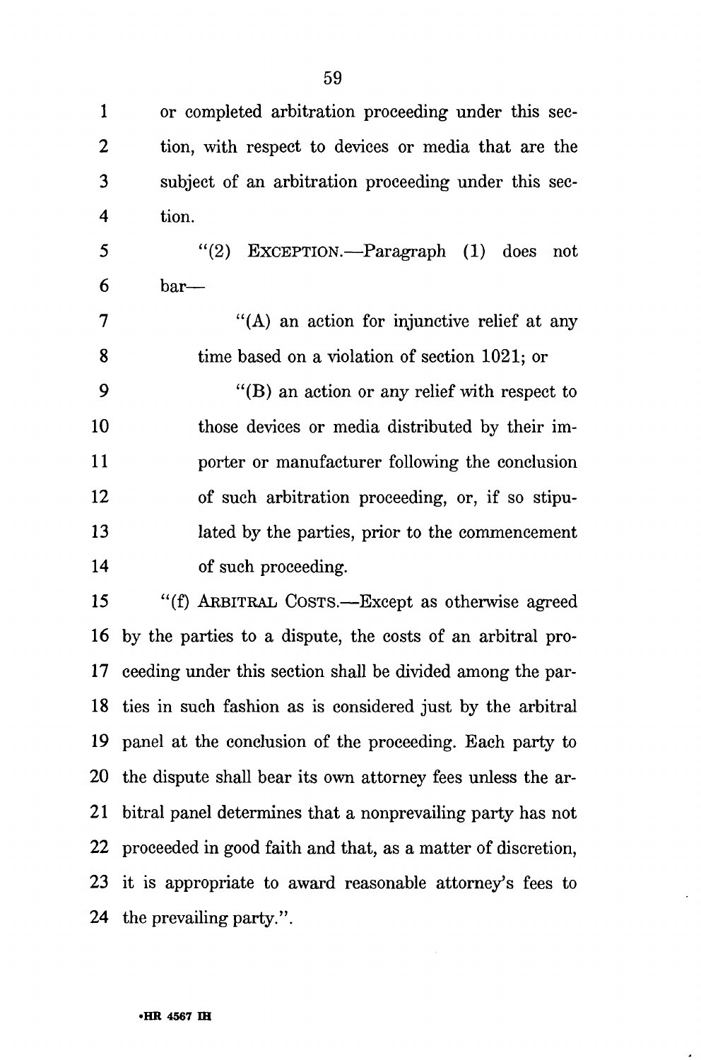or completed arbitration proceeding under this section, with respect to devices or media that are the subject of an arbitration proceeding under this section.

"(2) EXCEPTION.—Paragraph (1) does not bar—

"(A) an action for injunctive relief at any time based on a violation of section 1021; or

"(B) an action or any relief with respect to those devices or media distributed by their importer or manufacturer following the conclusion of such arbitration proceeding, or, if so stipulated by the parties, prior to the commencement of such proceeding.

"(f) ARBITRAL COSTS.—Except as otherwise agreed by the parties to a dispute, the costs of an arbitral proceeding under this section shall be divided among the parties in such fashion as is considered just by the arbitral panel at the conclusion of the proceeding. Each party to the dispute shall bear its own attorney fees unless the arbitral panel determines that a nonprevailing party has not proceeded in good faith and that, as a matter of discretion, it is appropriate to award reasonable attorney's fees to the prevailing party.".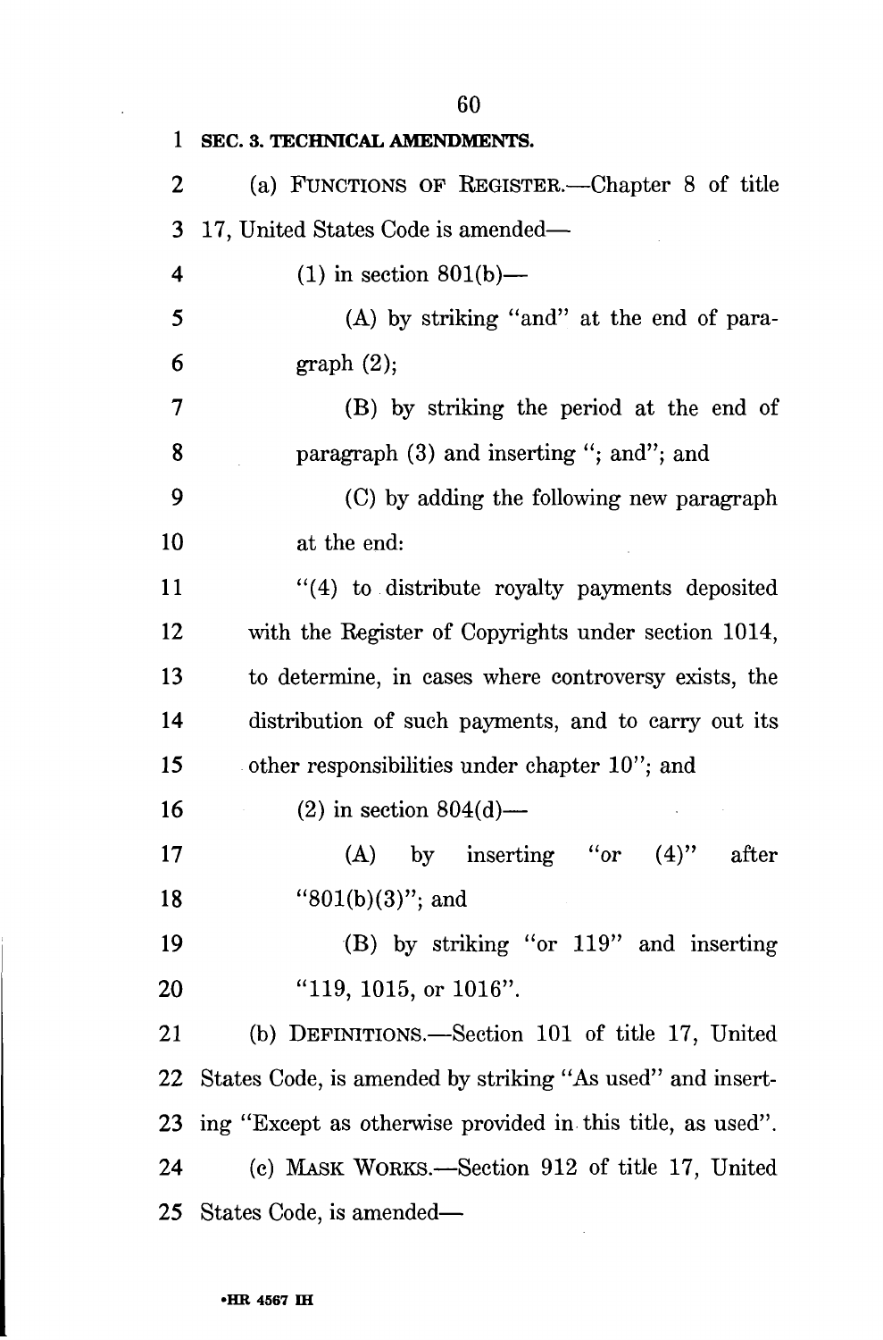**SEC. 3. TECHNICAL AMENDMENTS.**

(a) FUNCTIONS OF REGISTER.—Chapter 8 of title 17, United States Code is amended—

(1) in section 801(b)—

(A) by striking "and" at the end of paragraph (2);

(B) by striking the period at the end of paragraph (3) and inserting "; and"; and

(C) by adding the following new paragraph at the end:

"(4) to distribute royalty payments deposited with the Register of Copyrights under section 1014, to determine, in cases where controversy exists, the distribution of such payments, and to carry out its other responsibilities under chapter 10"; and

(2) in section 804(d)—

(A) by inserting "or (4)" after "801(b)(3)"; and

(B) by striking "or 119" and inserting "119, 1015, or 1016".

(b) DEFINITIONS.—Section 101 of title 17, United States Code, is amended by striking "As used" and inserting "Except as otherwise provided in this title, as used".

(c) MASK WORKS.—Section 912 of title 17, United States Code, is amended—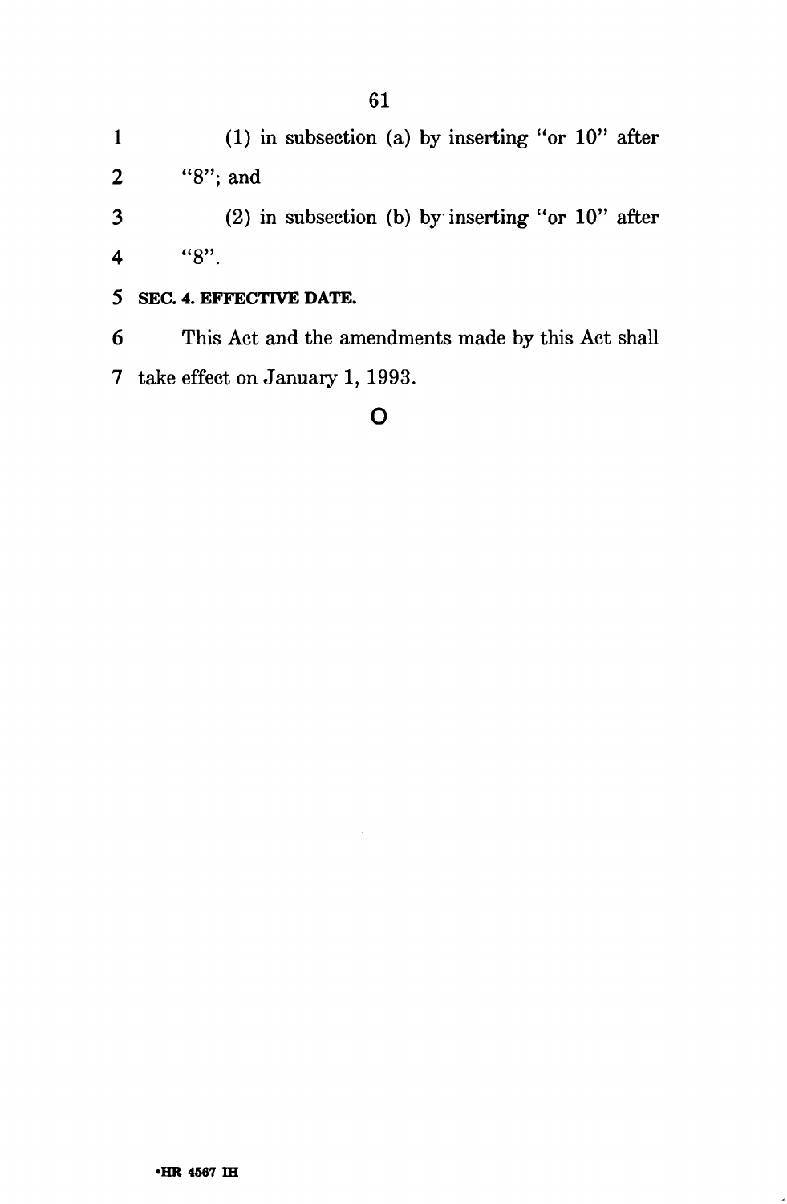(1) in subsection (a) by inserting "or 10" after "8"; and

(2) in subsection (b) by inserting "or 10" after "8".

**SEC. 4. EFFECTIVE DATE.**

This Act and the amendments made by this Act shall take effect on January 1, 1993.

O